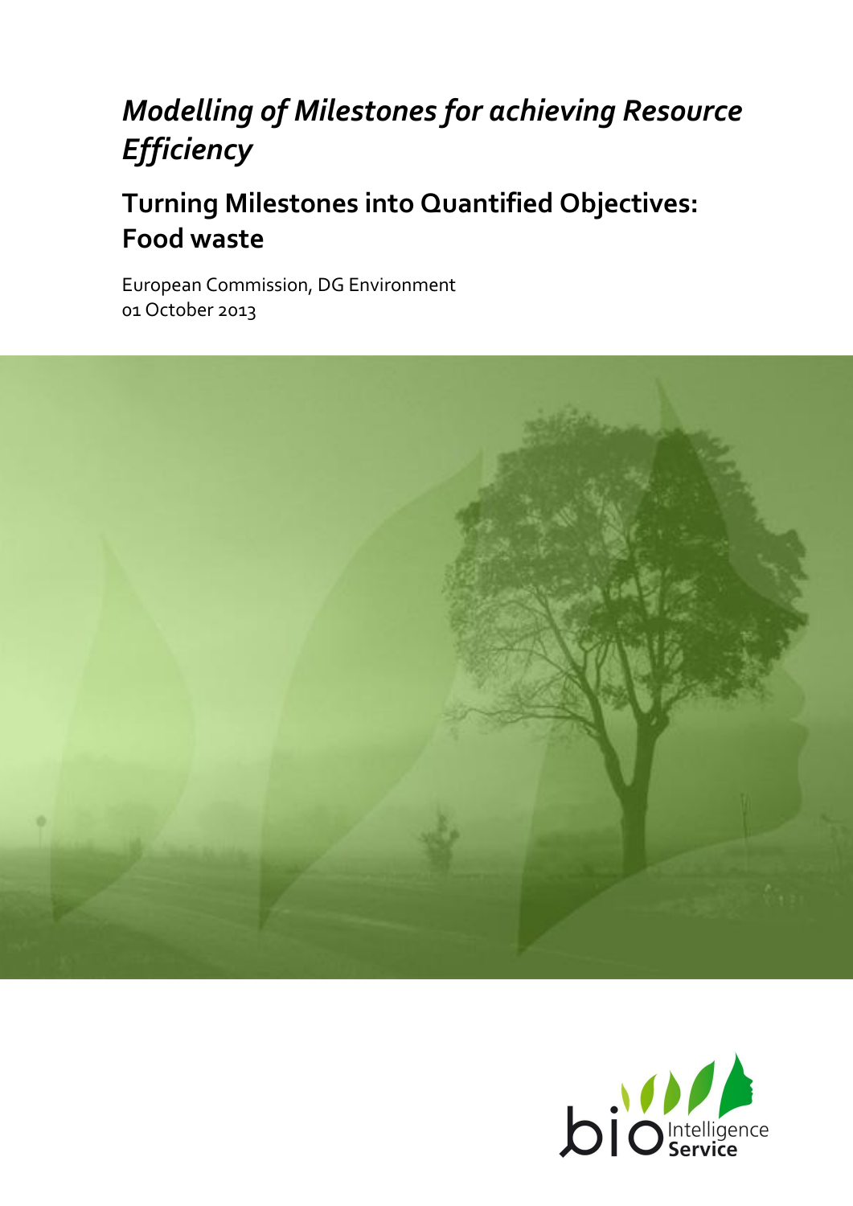# *Modelling of Milestones for achieving Resource Efficiency*

## Turning Milestones into Quantified Objectives: Food waste

European Commission, DG Environment
01 October 2013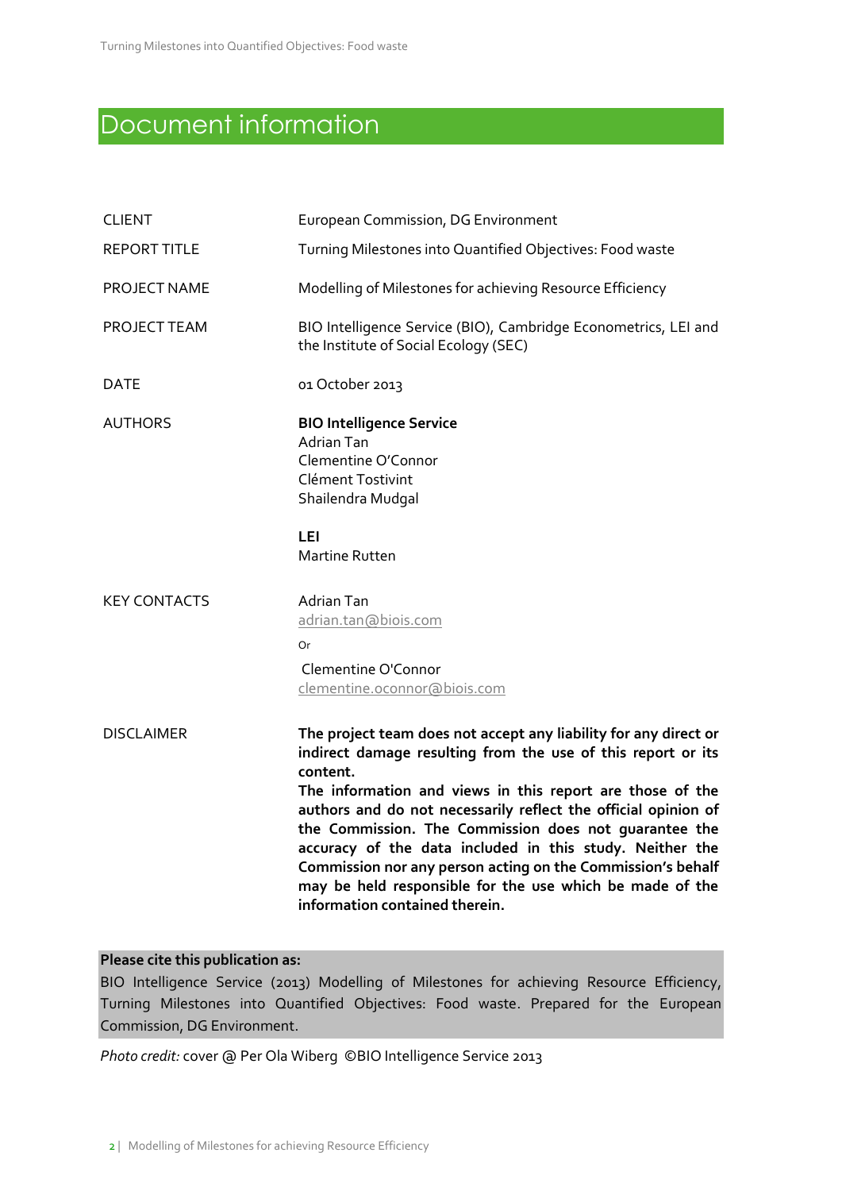# Document information

| | |
|---|---|
| CLIENT | European Commission, DG Environment |
| REPORT TITLE | Turning Milestones into Quantified Objectives: Food waste |
| PROJECT NAME | Modelling of Milestones for achieving Resource Efficiency |
| PROJECT TEAM | BIO Intelligence Service (BIO), Cambridge Econometrics, LEI and the Institute of Social Ecology (SEC) |
| DATE | 01 October 2013 |
| AUTHORS | **BIO Intelligence Service**<br>Adrian Tan<br>Clementine O'Connor<br>Clément Tostivint<br>Shailendra Mudgal<br><br>**LEI**<br>Martine Rutten |
| KEY CONTACTS | Adrian Tan<br>adrian.tan@biois.com<br>Or<br>Clementine O'Connor<br>clementine.oconnor@biois.com |
| DISCLAIMER | **The project team does not accept any liability for any direct or indirect damage resulting from the use of this report or its content.**<br>**The information and views in this report are those of the authors and do not necessarily reflect the official opinion of the Commission. The Commission does not guarantee the accuracy of the data included in this study. Neither the Commission nor any person acting on the Commission's behalf may be held responsible for the use which be made of the information contained therein.** |

**Please cite this publication as:**

BIO Intelligence Service (2013) Modelling of Milestones for achieving Resource Efficiency, Turning Milestones into Quantified Objectives: Food waste. Prepared for the European Commission, DG Environment.

*Photo credit:* cover @ Per Ola Wiberg ©BIO Intelligence Service 2013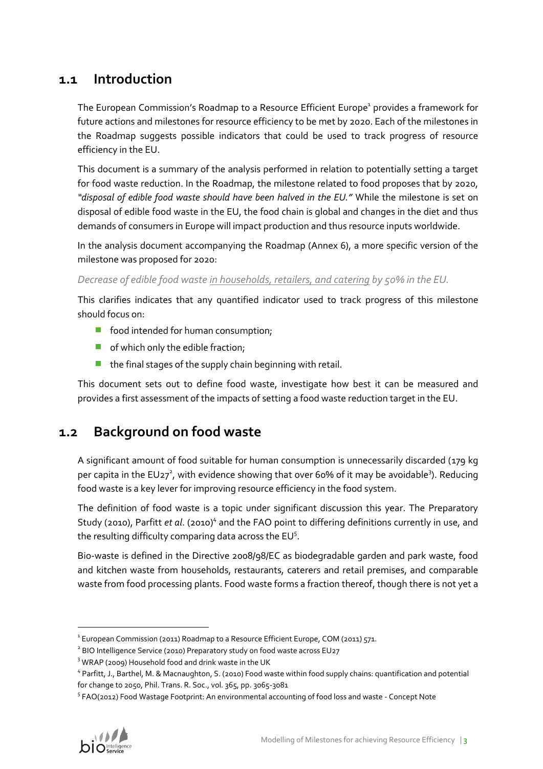## 1.1 Introduction

The European Commission's Roadmap to a Resource Efficient Europe[1] provides a framework for future actions and milestones for resource efficiency to be met by 2020. Each of the milestones in the Roadmap suggests possible indicators that could be used to track progress of resource efficiency in the EU.

This document is a summary of the analysis performed in relation to potentially setting a target for food waste reduction. In the Roadmap, the milestone related to food proposes that by 2020, *"disposal of edible food waste should have been halved in the EU."* While the milestone is set on disposal of edible food waste in the EU, the food chain is global and changes in the diet and thus demands of consumers in Europe will impact production and thus resource inputs worldwide.

In the analysis document accompanying the Roadmap (Annex 6), a more specific version of the milestone was proposed for 2020:

*Decrease of edible food waste <u>in households, retailers, and catering</u> by 50% in the EU.*

This clarifies indicates that any quantified indicator used to track progress of this milestone should focus on:

- food intended for human consumption;
- of which only the edible fraction;
- the final stages of the supply chain beginning with retail.

This document sets out to define food waste, investigate how best it can be measured and provides a first assessment of the impacts of setting a food waste reduction target in the EU.

## 1.2 Background on food waste

A significant amount of food suitable for human consumption is unnecessarily discarded (179 kg per capita in the EU27[2], with evidence showing that over 60% of it may be avoidable[3]). Reducing food waste is a key lever for improving resource efficiency in the food system.

The definition of food waste is a topic under significant discussion this year. The Preparatory Study (2010), Parfitt *et al*. (2010)[4] and the FAO point to differing definitions currently in use, and the resulting difficulty comparing data across the EU[5].

Bio-waste is defined in the Directive 2008/98/EC as biodegradable garden and park waste, food and kitchen waste from households, restaurants, caterers and retail premises, and comparable waste from food processing plants. Food waste forms a fraction thereof, though there is not yet a

---

[1] European Commission (2011) Roadmap to a Resource Efficient Europe, COM (2011) 571.

[2] BIO Intelligence Service (2010) Preparatory study on food waste across EU27

[3] WRAP (2009) Household food and drink waste in the UK

[4] Parfitt, J., Barthel, M. & Macnaughton, S. (2010) Food waste within food supply chains: quantification and potential for change to 2050, Phil. Trans. R. Soc., vol. 365, pp. 3065-3081

[5] FAO(2012) Food Wastage Footprint: An environmental accounting of food loss and waste - Concept Note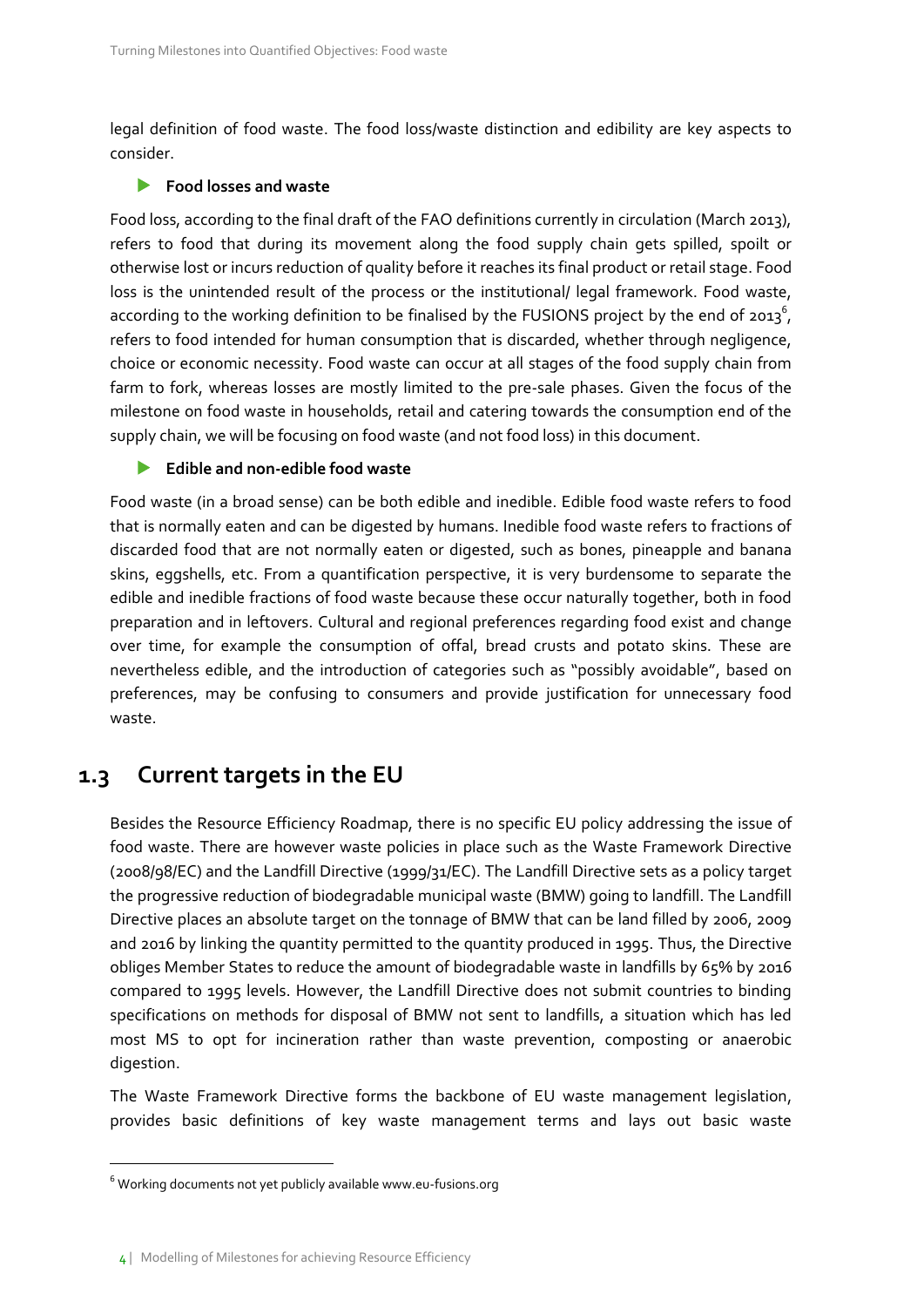legal definition of food waste. The food loss/waste distinction and edibility are key aspects to consider.

- **Food losses and waste**

Food loss, according to the final draft of the FAO definitions currently in circulation (March 2013), refers to food that during its movement along the food supply chain gets spilled, spoilt or otherwise lost or incurs reduction of quality before it reaches its final product or retail stage. Food loss is the unintended result of the process or the institutional/ legal framework. Food waste, according to the working definition to be finalised by the FUSIONS project by the end of 2013[6], refers to food intended for human consumption that is discarded, whether through negligence, choice or economic necessity. Food waste can occur at all stages of the food supply chain from farm to fork, whereas losses are mostly limited to the pre-sale phases. Given the focus of the milestone on food waste in households, retail and catering towards the consumption end of the supply chain, we will be focusing on food waste (and not food loss) in this document.

- **Edible and non-edible food waste**

Food waste (in a broad sense) can be both edible and inedible. Edible food waste refers to food that is normally eaten and can be digested by humans. Inedible food waste refers to fractions of discarded food that are not normally eaten or digested, such as bones, pineapple and banana skins, eggshells, etc. From a quantification perspective, it is very burdensome to separate the edible and inedible fractions of food waste because these occur naturally together, both in food preparation and in leftovers. Cultural and regional preferences regarding food exist and change over time, for example the consumption of offal, bread crusts and potato skins. These are nevertheless edible, and the introduction of categories such as "possibly avoidable", based on preferences, may be confusing to consumers and provide justification for unnecessary food waste.

## 1.3 Current targets in the EU

Besides the Resource Efficiency Roadmap, there is no specific EU policy addressing the issue of food waste. There are however waste policies in place such as the Waste Framework Directive (2008/98/EC) and the Landfill Directive (1999/31/EC). The Landfill Directive sets as a policy target the progressive reduction of biodegradable municipal waste (BMW) going to landfill. The Landfill Directive places an absolute target on the tonnage of BMW that can be land filled by 2006, 2009 and 2016 by linking the quantity permitted to the quantity produced in 1995. Thus, the Directive obliges Member States to reduce the amount of biodegradable waste in landfills by 65% by 2016 compared to 1995 levels. However, the Landfill Directive does not submit countries to binding specifications on methods for disposal of BMW not sent to landfills, a situation which has led most MS to opt for incineration rather than waste prevention, composting or anaerobic digestion.

The Waste Framework Directive forms the backbone of EU waste management legislation, provides basic definitions of key waste management terms and lays out basic waste

[6] Working documents not yet publicly available www.eu-fusions.org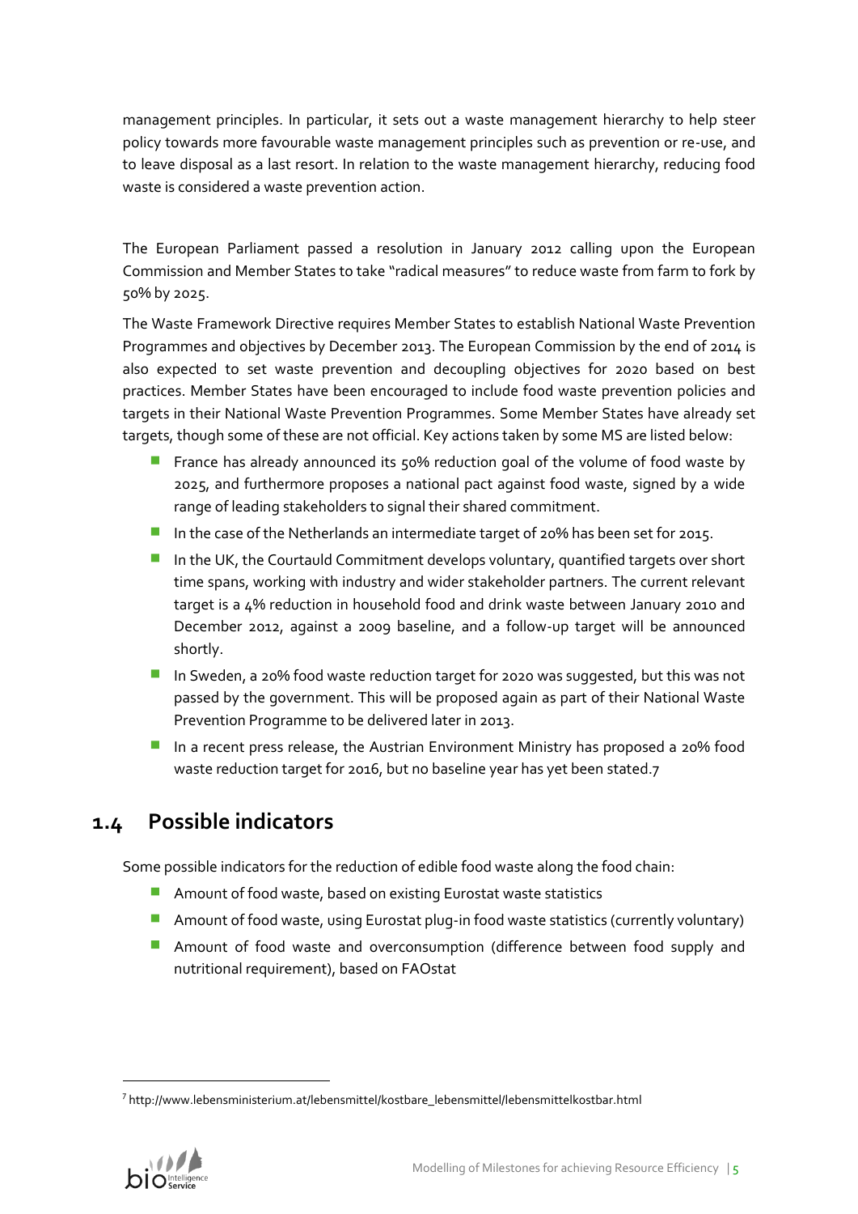management principles. In particular, it sets out a waste management hierarchy to help steer policy towards more favourable waste management principles such as prevention or re-use, and to leave disposal as a last resort. In relation to the waste management hierarchy, reducing food waste is considered a waste prevention action.

The European Parliament passed a resolution in January 2012 calling upon the European Commission and Member States to take "radical measures" to reduce waste from farm to fork by 50% by 2025.

The Waste Framework Directive requires Member States to establish National Waste Prevention Programmes and objectives by December 2013. The European Commission by the end of 2014 is also expected to set waste prevention and decoupling objectives for 2020 based on best practices. Member States have been encouraged to include food waste prevention policies and targets in their National Waste Prevention Programmes. Some Member States have already set targets, though some of these are not official. Key actions taken by some MS are listed below:

- France has already announced its 50% reduction goal of the volume of food waste by 2025, and furthermore proposes a national pact against food waste, signed by a wide range of leading stakeholders to signal their shared commitment.
- In the case of the Netherlands an intermediate target of 20% has been set for 2015.
- In the UK, the Courtauld Commitment develops voluntary, quantified targets over short time spans, working with industry and wider stakeholder partners. The current relevant target is a 4% reduction in household food and drink waste between January 2010 and December 2012, against a 2009 baseline, and a follow-up target will be announced shortly.
- In Sweden, a 20% food waste reduction target for 2020 was suggested, but this was not passed by the government. This will be proposed again as part of their National Waste Prevention Programme to be delivered later in 2013.
- In a recent press release, the Austrian Environment Ministry has proposed a 20% food waste reduction target for 2016, but no baseline year has yet been stated.[7]

## 1.4 Possible indicators

Some possible indicators for the reduction of edible food waste along the food chain:

- Amount of food waste, based on existing Eurostat waste statistics
- Amount of food waste, using Eurostat plug-in food waste statistics (currently voluntary)
- Amount of food waste and overconsumption (difference between food supply and nutritional requirement), based on FAOstat

[7] http://www.lebensministerium.at/lebensmittel/kostbare_lebensmittel/lebensmittelkostbar.html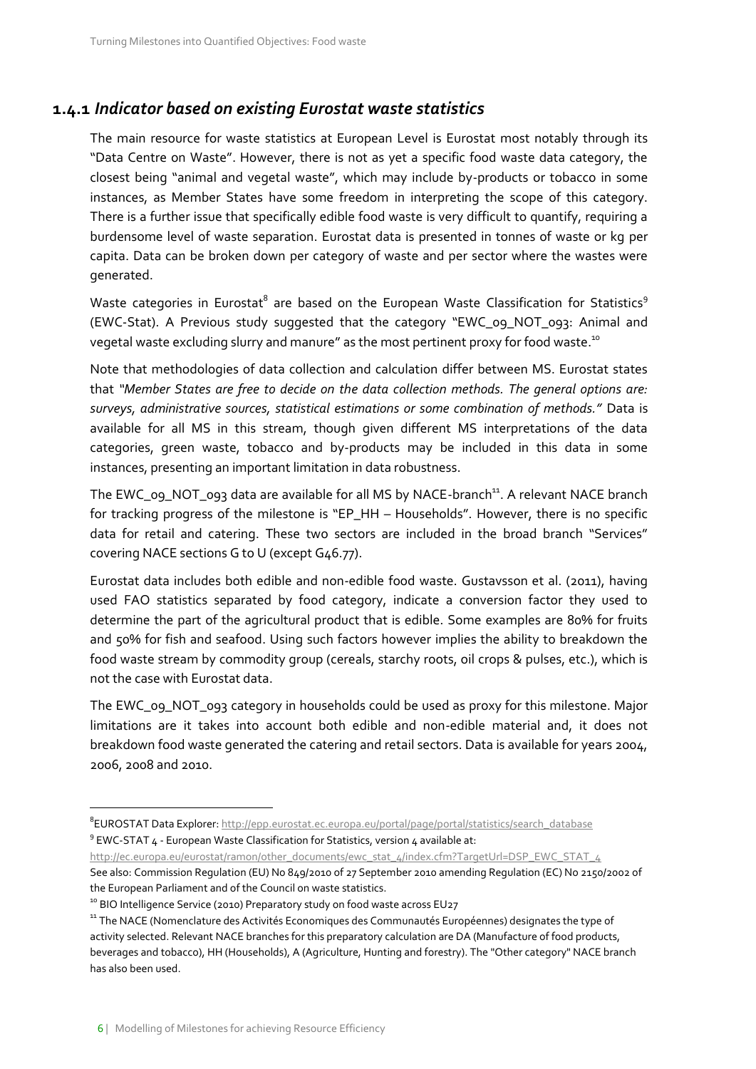### 1.4.1 *Indicator based on existing Eurostat waste statistics*

The main resource for waste statistics at European Level is Eurostat most notably through its "Data Centre on Waste". However, there is not as yet a specific food waste data category, the closest being "animal and vegetal waste", which may include by-products or tobacco in some instances, as Member States have some freedom in interpreting the scope of this category. There is a further issue that specifically edible food waste is very difficult to quantify, requiring a burdensome level of waste separation. Eurostat data is presented in tonnes of waste or kg per capita. Data can be broken down per category of waste and per sector where the wastes were generated.

Waste categories in Eurostat[8] are based on the European Waste Classification for Statistics[9] (EWC-Stat). A Previous study suggested that the category "EWC_09_NOT_093: Animal and vegetal waste excluding slurry and manure" as the most pertinent proxy for food waste.[10]

Note that methodologies of data collection and calculation differ between MS. Eurostat states that *"Member States are free to decide on the data collection methods. The general options are: surveys, administrative sources, statistical estimations or some combination of methods."* Data is available for all MS in this stream, though given different MS interpretations of the data categories, green waste, tobacco and by-products may be included in this data in some instances, presenting an important limitation in data robustness.

The EWC_09_NOT_093 data are available for all MS by NACE-branch[11]. A relevant NACE branch for tracking progress of the milestone is "EP_HH – Households". However, there is no specific data for retail and catering. These two sectors are included in the broad branch "Services" covering NACE sections G to U (except G46.77).

Eurostat data includes both edible and non-edible food waste. Gustavsson et al. (2011), having used FAO statistics separated by food category, indicate a conversion factor they used to determine the part of the agricultural product that is edible. Some examples are 80% for fruits and 50% for fish and seafood. Using such factors however implies the ability to breakdown the food waste stream by commodity group (cereals, starchy roots, oil crops & pulses, etc.), which is not the case with Eurostat data.

The EWC_09_NOT_093 category in households could be used as proxy for this milestone. Major limitations are it takes into account both edible and non-edible material and, it does not breakdown food waste generated the catering and retail sectors. Data is available for years 2004, 2006, 2008 and 2010.

---

[8] EUROSTAT Data Explorer: http://epp.eurostat.ec.europa.eu/portal/page/portal/statistics/search_database

[9] EWC-STAT 4 - European Waste Classification for Statistics, version 4 available at: http://ec.europa.eu/eurostat/ramon/other_documents/ewc_stat_4/index.cfm?TargetUrl=DSP_EWC_STAT_4
See also: Commission Regulation (EU) No 849/2010 of 27 September 2010 amending Regulation (EC) No 2150/2002 of the European Parliament and of the Council on waste statistics.

[10] BIO Intelligence Service (2010) Preparatory study on food waste across EU27

[11] The NACE (Nomenclature des Activités Economiques des Communautés Européennes) designates the type of activity selected. Relevant NACE branches for this preparatory calculation are DA (Manufacture of food products, beverages and tobacco), HH (Households), A (Agriculture, Hunting and forestry). The "Other category" NACE branch has also been used.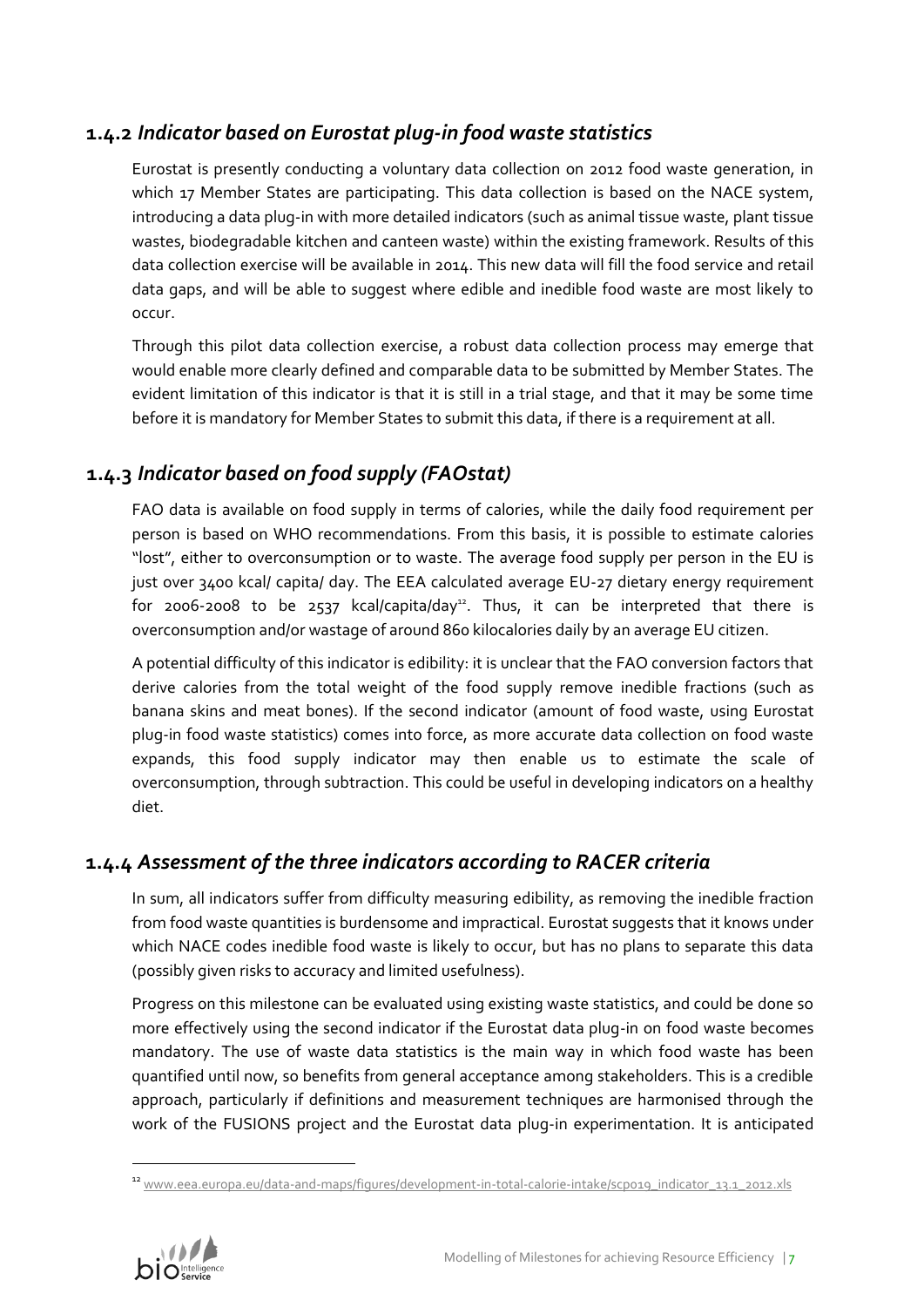### 1.4.2 *Indicator based on Eurostat plug-in food waste statistics*

Eurostat is presently conducting a voluntary data collection on 2012 food waste generation, in which 17 Member States are participating. This data collection is based on the NACE system, introducing a data plug-in with more detailed indicators (such as animal tissue waste, plant tissue wastes, biodegradable kitchen and canteen waste) within the existing framework. Results of this data collection exercise will be available in 2014. This new data will fill the food service and retail data gaps, and will be able to suggest where edible and inedible food waste are most likely to occur.

Through this pilot data collection exercise, a robust data collection process may emerge that would enable more clearly defined and comparable data to be submitted by Member States. The evident limitation of this indicator is that it is still in a trial stage, and that it may be some time before it is mandatory for Member States to submit this data, if there is a requirement at all.

### 1.4.3 *Indicator based on food supply (FAOstat)*

FAO data is available on food supply in terms of calories, while the daily food requirement per person is based on WHO recommendations. From this basis, it is possible to estimate calories "lost", either to overconsumption or to waste. The average food supply per person in the EU is just over 3400 kcal/ capita/ day. The EEA calculated average EU-27 dietary energy requirement for 2006-2008 to be 2537 kcal/capita/day[12]. Thus, it can be interpreted that there is overconsumption and/or wastage of around 860 kilocalories daily by an average EU citizen.

A potential difficulty of this indicator is edibility: it is unclear that the FAO conversion factors that derive calories from the total weight of the food supply remove inedible fractions (such as banana skins and meat bones). If the second indicator (amount of food waste, using Eurostat plug-in food waste statistics) comes into force, as more accurate data collection on food waste expands, this food supply indicator may then enable us to estimate the scale of overconsumption, through subtraction. This could be useful in developing indicators on a healthy diet.

### 1.4.4 *Assessment of the three indicators according to RACER criteria*

In sum, all indicators suffer from difficulty measuring edibility, as removing the inedible fraction from food waste quantities is burdensome and impractical. Eurostat suggests that it knows under which NACE codes inedible food waste is likely to occur, but has no plans to separate this data (possibly given risks to accuracy and limited usefulness).

Progress on this milestone can be evaluated using existing waste statistics, and could be done so more effectively using the second indicator if the Eurostat data plug-in on food waste becomes mandatory. The use of waste data statistics is the main way in which food waste has been quantified until now, so benefits from general acceptance among stakeholders. This is a credible approach, particularly if definitions and measurement techniques are harmonised through the work of the FUSIONS project and the Eurostat data plug-in experimentation. It is anticipated

[12] www.eea.europa.eu/data-and-maps/figures/development-in-total-calorie-intake/scp019_indicator_13.1_2012.xls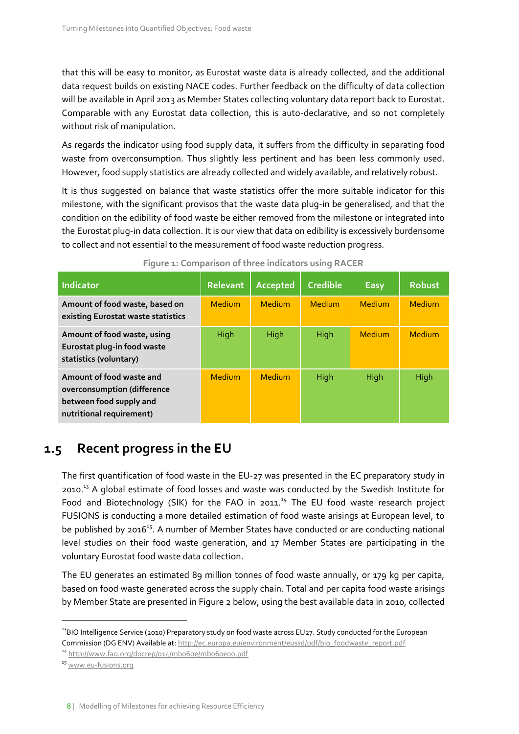that this will be easy to monitor, as Eurostat waste data is already collected, and the additional data request builds on existing NACE codes. Further feedback on the difficulty of data collection will be available in April 2013 as Member States collecting voluntary data report back to Eurostat. Comparable with any Eurostat data collection, this is auto-declarative, and so not completely without risk of manipulation.

As regards the indicator using food supply data, it suffers from the difficulty in separating food waste from overconsumption. Thus slightly less pertinent and has been less commonly used. However, food supply statistics are already collected and widely available, and relatively robust.

It is thus suggested on balance that waste statistics offer the more suitable indicator for this milestone, with the significant provisos that the waste data plug-in be generalised, and that the condition on the edibility of food waste be either removed from the milestone or integrated into the Eurostat plug-in data collection. It is our view that data on edibility is excessively burdensome to collect and not essential to the measurement of food waste reduction progress.

**Figure 1: Comparison of three indicators using RACER**

| Indicator | Relevant | Accepted | Credible | Easy | Robust |
|---|---|---|---|---|---|
| **Amount of food waste, based on existing Eurostat waste statistics** | Medium | Medium | Medium | Medium | Medium |
| **Amount of food waste, using Eurostat plug-in food waste statistics (voluntary)** | High | High | High | Medium | Medium |
| **Amount of food waste and overconsumption (difference between food supply and nutritional requirement)** | Medium | Medium | High | High | High |

## 1.5 Recent progress in the EU

The first quantification of food waste in the EU-27 was presented in the EC preparatory study in 2010.[13] A global estimate of food losses and waste was conducted by the Swedish Institute for Food and Biotechnology (SIK) for the FAO in 2011.[14] The EU food waste research project FUSIONS is conducting a more detailed estimation of food waste arisings at European level, to be published by 2016[15]. A number of Member States have conducted or are conducting national level studies on their food waste generation, and 17 Member States are participating in the voluntary Eurostat food waste data collection.

The EU generates an estimated 89 million tonnes of food waste annually, or 179 kg per capita, based on food waste generated across the supply chain. Total and per capita food waste arisings by Member State are presented in Figure 2 below, using the best available data in 2010, collected

---

[13] BIO Intelligence Service (2010) Preparatory study on food waste across EU27. Study conducted for the European Commission (DG ENV) Available at: http://ec.europa.eu/environment/eussd/pdf/bio_foodwaste_report.pdf

[14] http://www.fao.org/docrep/014/mb060e/mb060e00.pdf

[15] www.eu-fusions.org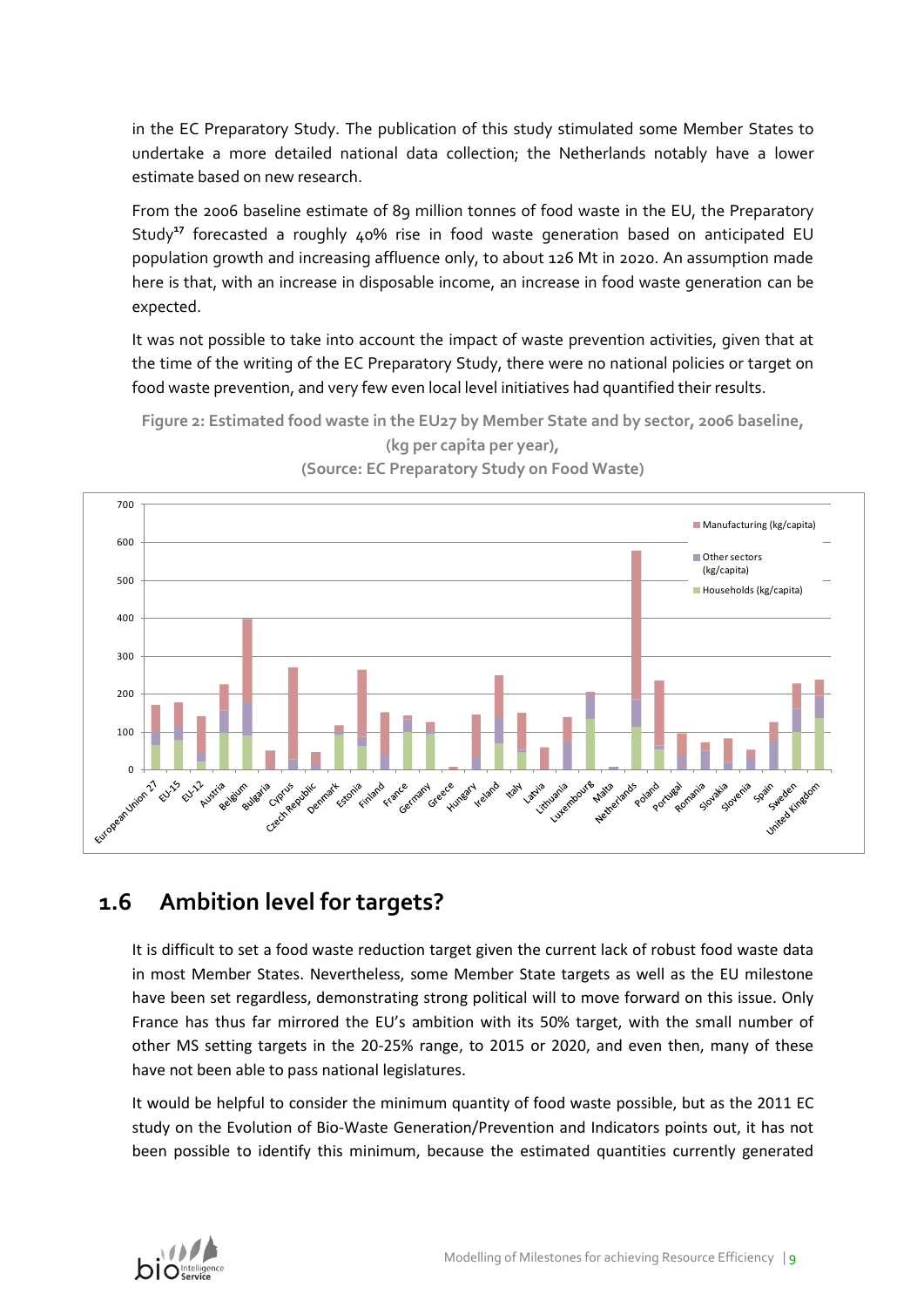in the EC Preparatory Study. The publication of this study stimulated some Member States to undertake a more detailed national data collection; the Netherlands notably have a lower estimate based on new research.

From the 2006 baseline estimate of 89 million tonnes of food waste in the EU, the Preparatory Study[17] forecasted a roughly 40% rise in food waste generation based on anticipated EU population growth and increasing affluence only, to about 126 Mt in 2020. An assumption made here is that, with an increase in disposable income, an increase in food waste generation can be expected.

It was not possible to take into account the impact of waste prevention activities, given that at the time of the writing of the EC Preparatory Study, there were no national policies or target on food waste prevention, and very few even local level initiatives had quantified their results.

**Figure 2: Estimated food waste in the EU27 by Member State and by sector, 2006 baseline, (kg per capita per year), (Source: EC Preparatory Study on Food Waste)**

## 1.6 Ambition level for targets?

It is difficult to set a food waste reduction target given the current lack of robust food waste data in most Member States. Nevertheless, some Member State targets as well as the EU milestone have been set regardless, demonstrating strong political will to move forward on this issue. Only France has thus far mirrored the EU's ambition with its 50% target, with the small number of other MS setting targets in the 20-25% range, to 2015 or 2020, and even then, many of these have not been able to pass national legislatures.

It would be helpful to consider the minimum quantity of food waste possible, but as the 2011 EC study on the Evolution of Bio-Waste Generation/Prevention and Indicators points out, it has not been possible to identify this minimum, because the estimated quantities currently generated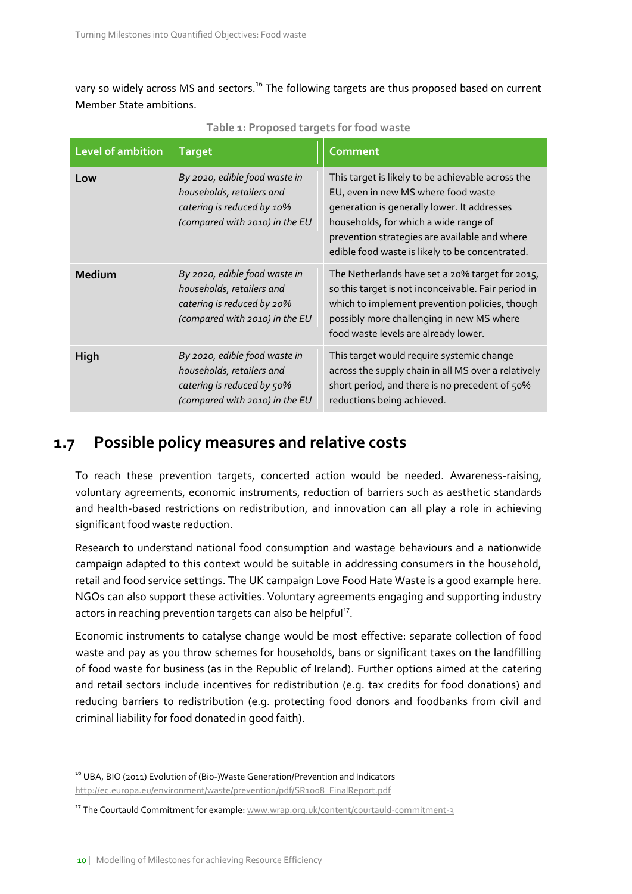vary so widely across MS and sectors.[16] The following targets are thus proposed based on current Member State ambitions.

**Table 1: Proposed targets for food waste**

| Level of ambition | Target | Comment |
| --- | --- | --- |
| **Low** | *By 2020, edible food waste in households, retailers and catering is reduced by 10% (compared with 2010) in the EU* | This target is likely to be achievable across the EU, even in new MS where food waste generation is generally lower. It addresses households, for which a wide range of prevention strategies are available and where edible food waste is likely to be concentrated. |
| **Medium** | *By 2020, edible food waste in households, retailers and catering is reduced by 20% (compared with 2010) in the EU* | The Netherlands have set a 20% target for 2015, so this target is not inconceivable. Fair period in which to implement prevention policies, though possibly more challenging in new MS where food waste levels are already lower. |
| **High** | *By 2020, edible food waste in households, retailers and catering is reduced by 50% (compared with 2010) in the EU* | This target would require systemic change across the supply chain in all MS over a relatively short period, and there is no precedent of 50% reductions being achieved. |

## 1.7 Possible policy measures and relative costs

To reach these prevention targets, concerted action would be needed. Awareness-raising, voluntary agreements, economic instruments, reduction of barriers such as aesthetic standards and health-based restrictions on redistribution, and innovation can all play a role in achieving significant food waste reduction.

Research to understand national food consumption and wastage behaviours and a nationwide campaign adapted to this context would be suitable in addressing consumers in the household, retail and food service settings. The UK campaign Love Food Hate Waste is a good example here. NGOs can also support these activities. Voluntary agreements engaging and supporting industry actors in reaching prevention targets can also be helpful[17].

Economic instruments to catalyse change would be most effective: separate collection of food waste and pay as you throw schemes for households, bans or significant taxes on the landfilling of food waste for business (as in the Republic of Ireland). Further options aimed at the catering and retail sectors include incentives for redistribution (e.g. tax credits for food donations) and reducing barriers to redistribution (e.g. protecting food donors and foodbanks from civil and criminal liability for food donated in good faith).

---

[16] UBA, BIO (2011) Evolution of (Bio-)Waste Generation/Prevention and Indicators http://ec.europa.eu/environment/waste/prevention/pdf/SR1008_FinalReport.pdf

[17] The Courtauld Commitment for example: www.wrap.org.uk/content/courtauld-commitment-3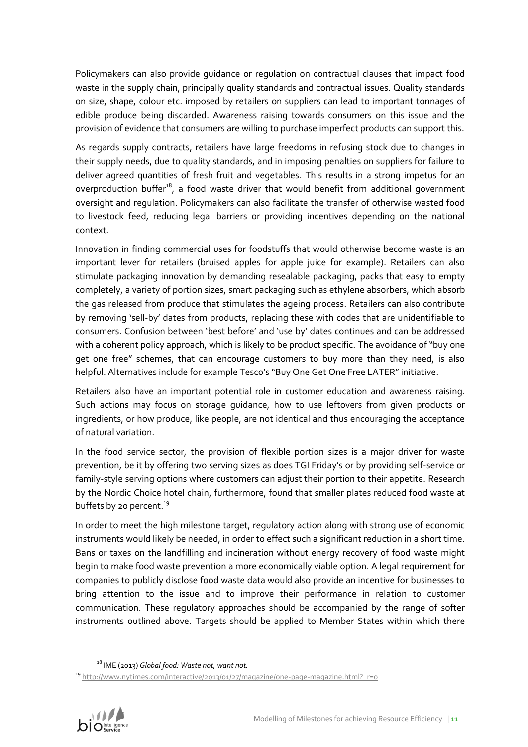Policymakers can also provide guidance or regulation on contractual clauses that impact food waste in the supply chain, principally quality standards and contractual issues. Quality standards on size, shape, colour etc. imposed by retailers on suppliers can lead to important tonnages of edible produce being discarded. Awareness raising towards consumers on this issue and the provision of evidence that consumers are willing to purchase imperfect products can support this.

As regards supply contracts, retailers have large freedoms in refusing stock due to changes in their supply needs, due to quality standards, and in imposing penalties on suppliers for failure to deliver agreed quantities of fresh fruit and vegetables. This results in a strong impetus for an overproduction buffer[18], a food waste driver that would benefit from additional government oversight and regulation. Policymakers can also facilitate the transfer of otherwise wasted food to livestock feed, reducing legal barriers or providing incentives depending on the national context.

Innovation in finding commercial uses for foodstuffs that would otherwise become waste is an important lever for retailers (bruised apples for apple juice for example). Retailers can also stimulate packaging innovation by demanding resealable packaging, packs that easy to empty completely, a variety of portion sizes, smart packaging such as ethylene absorbers, which absorb the gas released from produce that stimulates the ageing process. Retailers can also contribute by removing 'sell-by' dates from products, replacing these with codes that are unidentifiable to consumers. Confusion between 'best before' and 'use by' dates continues and can be addressed with a coherent policy approach, which is likely to be product specific. The avoidance of "buy one get one free" schemes, that can encourage customers to buy more than they need, is also helpful. Alternatives include for example Tesco's "Buy One Get One Free LATER" initiative.

Retailers also have an important potential role in customer education and awareness raising. Such actions may focus on storage guidance, how to use leftovers from given products or ingredients, or how produce, like people, are not identical and thus encouraging the acceptance of natural variation.

In the food service sector, the provision of flexible portion sizes is a major driver for waste prevention, be it by offering two serving sizes as does TGI Friday's or by providing self-service or family-style serving options where customers can adjust their portion to their appetite. Research by the Nordic Choice hotel chain, furthermore, found that smaller plates reduced food waste at buffets by 20 percent.[19]

In order to meet the high milestone target, regulatory action along with strong use of economic instruments would likely be needed, in order to effect such a significant reduction in a short time. Bans or taxes on the landfilling and incineration without energy recovery of food waste might begin to make food waste prevention a more economically viable option. A legal requirement for companies to publicly disclose food waste data would also provide an incentive for businesses to bring attention to the issue and to improve their performance in relation to customer communication. These regulatory approaches should be accompanied by the range of softer instruments outlined above. Targets should be applied to Member States within which there

---

[18] IME (2013) *Global food: Waste not, want not.*

[19] http://www.nytimes.com/interactive/2013/01/27/magazine/one-page-magazine.html?_r=0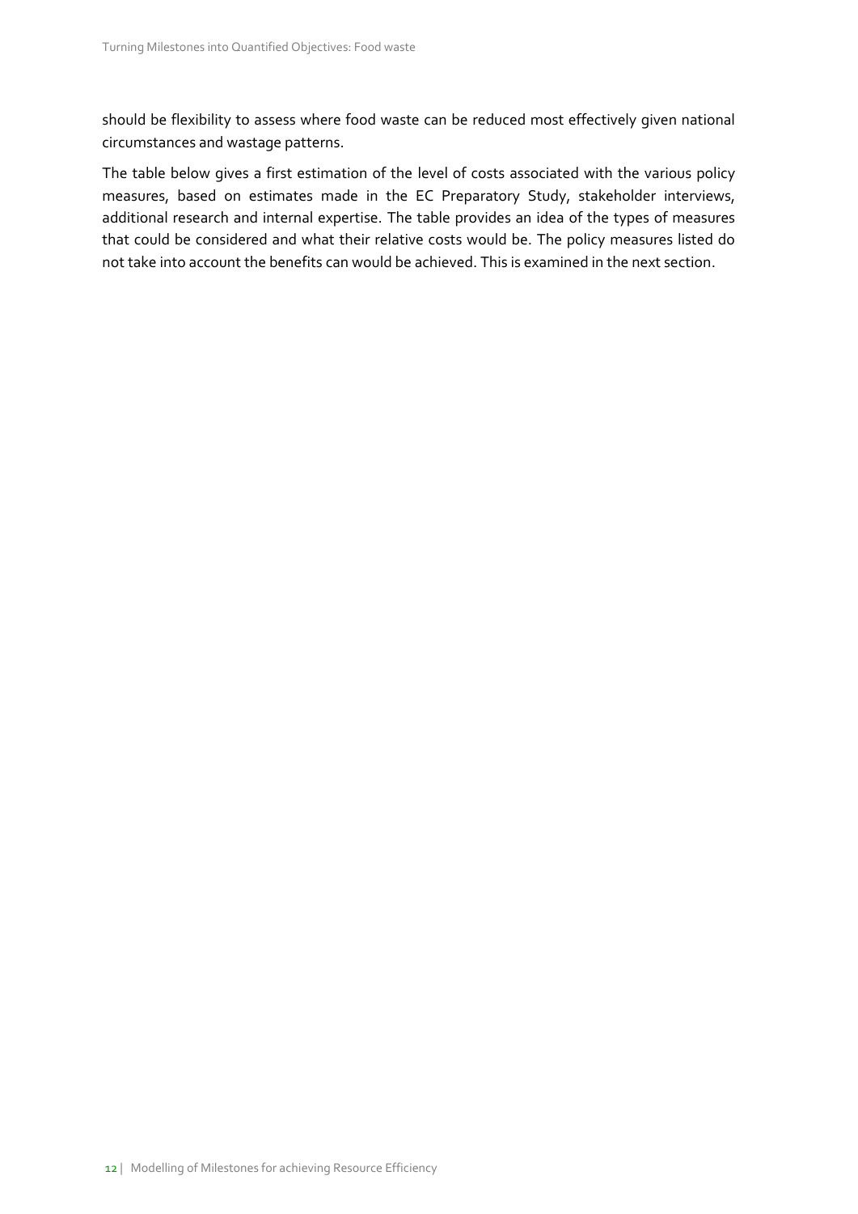should be flexibility to assess where food waste can be reduced most effectively given national circumstances and wastage patterns.

The table below gives a first estimation of the level of costs associated with the various policy measures, based on estimates made in the EC Preparatory Study, stakeholder interviews, additional research and internal expertise. The table provides an idea of the types of measures that could be considered and what their relative costs would be. The policy measures listed do not take into account the benefits can would be achieved. This is examined in the next section.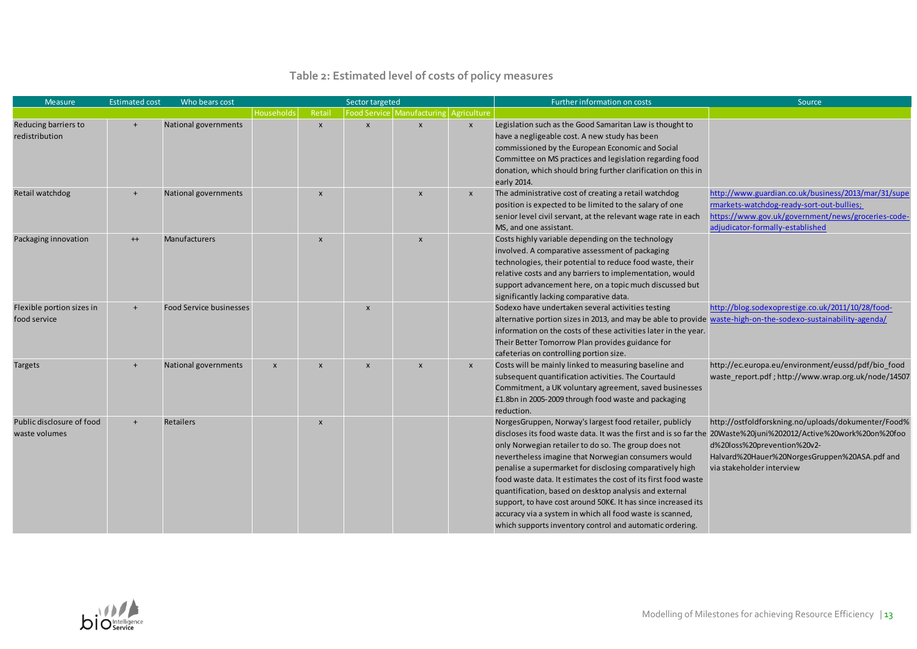## Table 2: Estimated level of costs of policy measures

| Measure | Estimated cost | Who bears cost | Sector targeted | | | | | Further information on costs | Source |
|---|---|---|---|---|---|---|---|---|---|
| | | | Households | Retail | Food Service | Manufacturing | Agriculture | | |
| Reducing barriers to redistribution | + | National governments | | x | x | x | x | Legislation such as the Good Samaritan Law is thought to have a negligeable cost. A new study has been commissioned by the European Economic and Social Committee on MS practices and legislation regarding food donation, which should bring further clarification on this in early 2014. | |
| Retail watchdog | + | National governments | | x | | x | x | The administrative cost of creating a retail watchdog position is expected to be limited to the salary of one senior level civil servant, at the relevant wage rate in each MS, and one assistant. | http://www.guardian.co.uk/business/2013/mar/31/supermarkets-watchdog-ready-sort-out-bullies; https://www.gov.uk/government/news/groceries-code-adjudicator-formally-established |
| Packaging innovation | ++ | Manufacturers | | x | | x | | Costs highly variable depending on the technology involved. A comparative assessment of packaging technologies, their potential to reduce food waste, their relative costs and any barriers to implementation, would support advancement here, on a topic much discussed but significantly lacking comparative data. | |
| Flexible portion sizes in food service | + | Food Service businesses | | | x | | | Sodexo have undertaken several activities testing alternative portion sizes in 2013, and may be able to provide information on the costs of these activities later in the year. Their Better Tomorrow Plan provides guidance for cafeterias on controlling portion size. | http://blog.sodexoprestige.co.uk/2011/10/28/food-waste-high-on-the-sodexo-sustainability-agenda/ |
| Targets | + | National governments | x | x | x | x | x | Costs will be mainly linked to measuring baseline and subsequent quantification activities. The Courtauld Commitment, a UK voluntary agreement, saved businesses £1.8bn in 2005-2009 through food waste and packaging reduction. | http://ec.europa.eu/environment/eussd/pdf/bio_food waste_report.pdf ; http://www.wrap.org.uk/node/14507 |
| Public disclosure of food waste volumes | + | Retailers | | x | | | | NorgesGruppen, Norway's largest food retailer, publicly discloses its food waste data. It was the first and is so far the only Norwegian retailer to do so. The group does not nevertheless imagine that Norwegian consumers would penalise a supermarket for disclosing comparatively high food waste data. It estimates the cost of its first food waste quantification, based on desktop analysis and external support, to have cost around 50K€. It has since increased its accuracy via a system in which all food waste is scanned, which supports inventory control and automatic ordering. | http://ostfoldforskning.no/uploads/dokumenter/Food%20Waste%20juni%202012/Active%20work%20on%20food%20loss%20prevention%20v2-Halvard%20Hauer%20NorgesGruppen%20ASA.pdf and via stakeholder interview |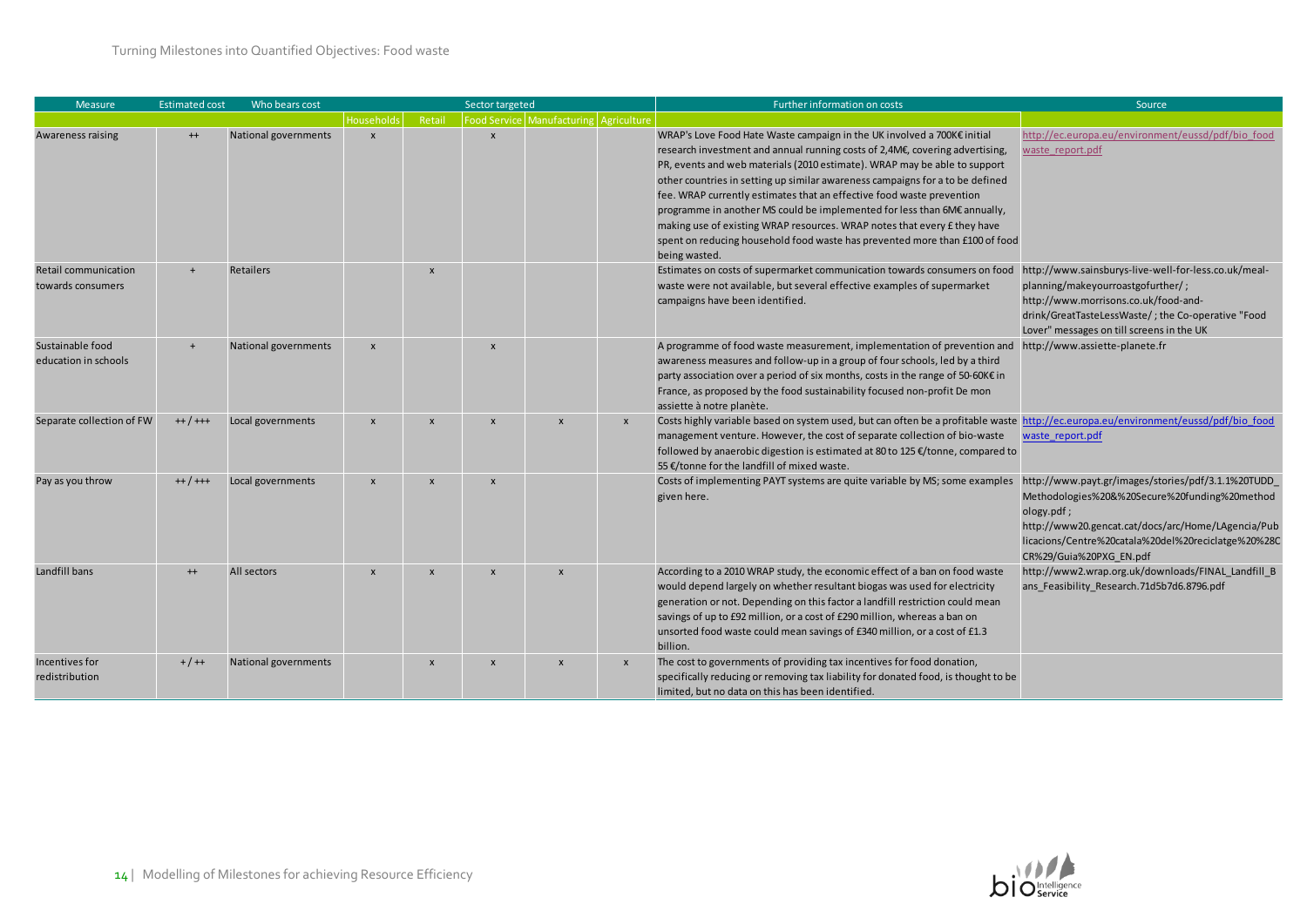Turning Milestones into Quantified Objectives: Food waste

| Measure | Estimated cost | Who bears cost | Sector targeted | | | | | Further information on costs | Source |
|---|---|---|---|---|---|---|---|---|---|
| | | | Households | Retail | Food Service | Manufacturing | Agriculture | | |
| Awareness raising | ++ | National governments | x | | x | | | WRAP's Love Food Hate Waste campaign in the UK involved a 700K€ initial research investment and annual running costs of 2,4M€, covering advertising, PR, events and web materials (2010 estimate). WRAP may be able to support other countries in setting up similar awareness campaigns for a to be defined fee. WRAP currently estimates that an effective food waste prevention programme in another MS could be implemented for less than 6M€ annually, making use of existing WRAP resources. WRAP notes that every £ they have spent on reducing household food waste has prevented more than £100 of food being wasted. | http://ec.europa.eu/environment/eussd/pdf/bio_food waste_report.pdf |
| Retail communication towards consumers | + | Retailers | | x | | | | Estimates on costs of supermarket communication towards consumers on food waste were not available, but several effective examples of supermarket campaigns have been identified. | http://www.sainsburys-live-well-for-less.co.uk/meal-planning/makeyourroastgofurther/ ; http://www.morrisons.co.uk/food-and-drink/GreatTasteLessWaste/ ; the Co-operative "Food Lover" messages on till screens in the UK |
| Sustainable food education in schools | + | National governments | x | | x | | | A programme of food waste measurement, implementation of prevention and awareness measures and follow-up in a group of four schools, led by a third party association over a period of six months, costs in the range of 50-60K€ in France, as proposed by the food sustainability focused non-profit De mon assiette à notre planète. | http://www.assiette-planete.fr |
| Separate collection of FW | ++ / +++ | Local governments | x | x | x | x | x | Costs highly variable based on system used, but can often be a profitable waste management venture. However, the cost of separate collection of bio-waste followed by anaerobic digestion is estimated at 80 to 125 €/tonne for the landfill of mixed waste. | http://ec.europa.eu/environment/eussd/pdf/bio_food waste_report.pdf |
| Pay as you throw | ++ / +++ | Local governments | x | x | x | | | Costs of implementing PAYT systems are quite variable by MS; some examples given here. | http://www.payt.gr/images/stories/pdf/3.1.1%20TUDD_Methodologies%20&%20Secure%20funding%20methodology.pdf ; http://www20.gencat.cat/docs/arc/Home/LAgencia/Publicacions/Centre%20catala%20del%20reciclatge%20%28CR%29/Guia%20PXG_EN.pdf |
| Landfill bans | ++ | All sectors | x | x | x | x | | According to a 2010 WRAP study, the economic effect of a ban on food waste would depend largely on whether resultant biogas was used for electricity generation or not. Depending on this factor a landfill restriction could mean savings of up to £92 million, or a cost of £290 million, whereas a ban on unsorted food waste could mean savings of £340 million, or a cost of £1.3 billion. | http://www2.wrap.org.uk/downloads/FINAL_Landfill_Bans_Feasibility_Research.71d5b7d6.8796.pdf |
| Incentives for redistribution | + / ++ | National governments | | x | x | x | x | The cost to governments of providing tax incentives for food donation, specifically reducing or removing tax liability for donated food, is thought to be limited, but no data on this has been identified. | |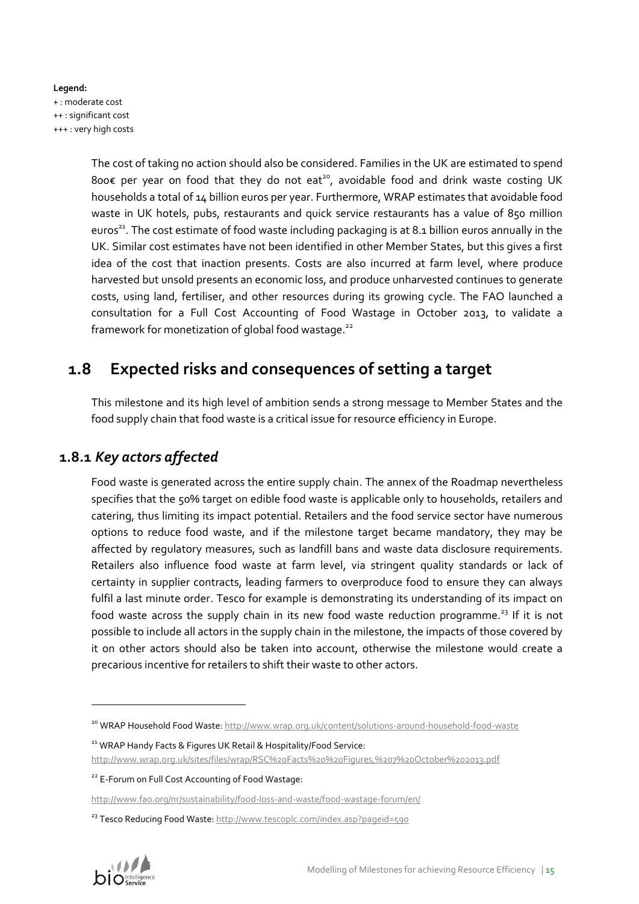**Legend:**

+ : moderate cost
++ : significant cost
+++ : very high costs

The cost of taking no action should also be considered. Families in the UK are estimated to spend 800€ per year on food that they do not eat[20], avoidable food and drink waste costing UK households a total of 14 billion euros per year. Furthermore, WRAP estimates that avoidable food waste in UK hotels, pubs, restaurants and quick service restaurants has a value of 850 million euros[21]. The cost estimate of food waste including packaging is at 8.1 billion euros annually in the UK. Similar cost estimates have not been identified in other Member States, but this gives a first idea of the cost that inaction presents. Costs are also incurred at farm level, where produce harvested but unsold presents an economic loss, and produce unharvested continues to generate costs, using land, fertiliser, and other resources during its growing cycle. The FAO launched a consultation for a Full Cost Accounting of Food Wastage in October 2013, to validate a framework for monetization of global food wastage.[22]

## 1.8 Expected risks and consequences of setting a target

This milestone and its high level of ambition sends a strong message to Member States and the food supply chain that food waste is a critical issue for resource efficiency in Europe.

### 1.8.1 *Key actors affected*

Food waste is generated across the entire supply chain. The annex of the Roadmap nevertheless specifies that the 50% target on edible food waste is applicable only to households, retailers and catering, thus limiting its impact potential. Retailers and the food service sector have numerous options to reduce food waste, and if the milestone target became mandatory, they may be affected by regulatory measures, such as landfill bans and waste data disclosure requirements. Retailers also influence food waste at farm level, via stringent quality standards or lack of certainty in supplier contracts, leading farmers to overproduce food to ensure they can always fulfil a last minute order. Tesco for example is demonstrating its understanding of its impact on food waste across the supply chain in its new food waste reduction programme.[23] If it is not possible to include all actors in the supply chain in the milestone, the impacts of those covered by it on other actors should also be taken into account, otherwise the milestone would create a precarious incentive for retailers to shift their waste to other actors.

---

[20] WRAP Household Food Waste: http://www.wrap.org.uk/content/solutions-around-household-food-waste

[21] WRAP Handy Facts & Figures UK Retail & Hospitality/Food Service: http://www.wrap.org.uk/sites/files/wrap/RSC%20Facts%20%20Figures,%207%20October%202013.pdf

[22] E-Forum on Full Cost Accounting of Food Wastage: http://www.fao.org/nr/sustainability/food-loss-and-waste/food-wastage-forum/en/

[23] Tesco Reducing Food Waste: http://www.tescoplc.com/index.asp?pageid=590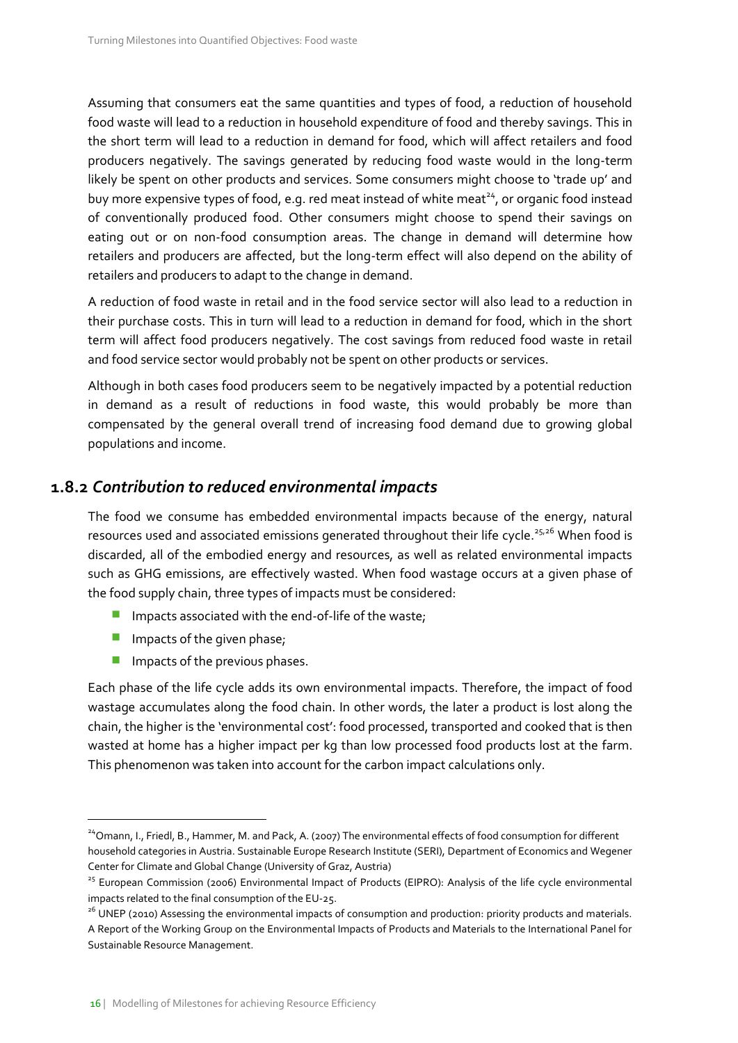Assuming that consumers eat the same quantities and types of food, a reduction of household food waste will lead to a reduction in household expenditure of food and thereby savings. This in the short term will lead to a reduction in demand for food, which will affect retailers and food producers negatively. The savings generated by reducing food waste would in the long-term likely be spent on other products and services. Some consumers might choose to 'trade up' and buy more expensive types of food, e.g. red meat instead of white meat[24], or organic food instead of conventionally produced food. Other consumers might choose to spend their savings on eating out or on non-food consumption areas. The change in demand will determine how retailers and producers are affected, but the long-term effect will also depend on the ability of retailers and producers to adapt to the change in demand.

A reduction of food waste in retail and in the food service sector will also lead to a reduction in their purchase costs. This in turn will lead to a reduction in demand for food, which in the short term will affect food producers negatively. The cost savings from reduced food waste in retail and food service sector would probably not be spent on other products or services.

Although in both cases food producers seem to be negatively impacted by a potential reduction in demand as a result of reductions in food waste, this would probably be more than compensated by the general overall trend of increasing food demand due to growing global populations and income.

## 1.8.2 *Contribution to reduced environmental impacts*

The food we consume has embedded environmental impacts because of the energy, natural resources used and associated emissions generated throughout their life cycle.[25,26] When food is discarded, all of the embodied energy and resources, as well as related environmental impacts such as GHG emissions, are effectively wasted. When food wastage occurs at a given phase of the food supply chain, three types of impacts must be considered:

- Impacts associated with the end-of-life of the waste;
- Impacts of the given phase;
- Impacts of the previous phases.

Each phase of the life cycle adds its own environmental impacts. Therefore, the impact of food wastage accumulates along the food chain. In other words, the later a product is lost along the chain, the higher is the 'environmental cost': food processed, transported and cooked that is then wasted at home has a higher impact per kg than low processed food products lost at the farm. This phenomenon was taken into account for the carbon impact calculations only.

---

[24] Omann, I., Friedl, B., Hammer, M. and Pack, A. (2007) The environmental effects of food consumption for different household categories in Austria. Sustainable Europe Research Institute (SERI), Department of Economics and Wegener Center for Climate and Global Change (University of Graz, Austria)

[25] European Commission (2006) Environmental Impact of Products (EIPRO): Analysis of the life cycle environmental impacts related to the final consumption of the EU-25.

[26] UNEP (2010) Assessing the environmental impacts of consumption and production: priority products and materials. A Report of the Working Group on the Environmental Impacts of Products and Materials to the International Panel for Sustainable Resource Management.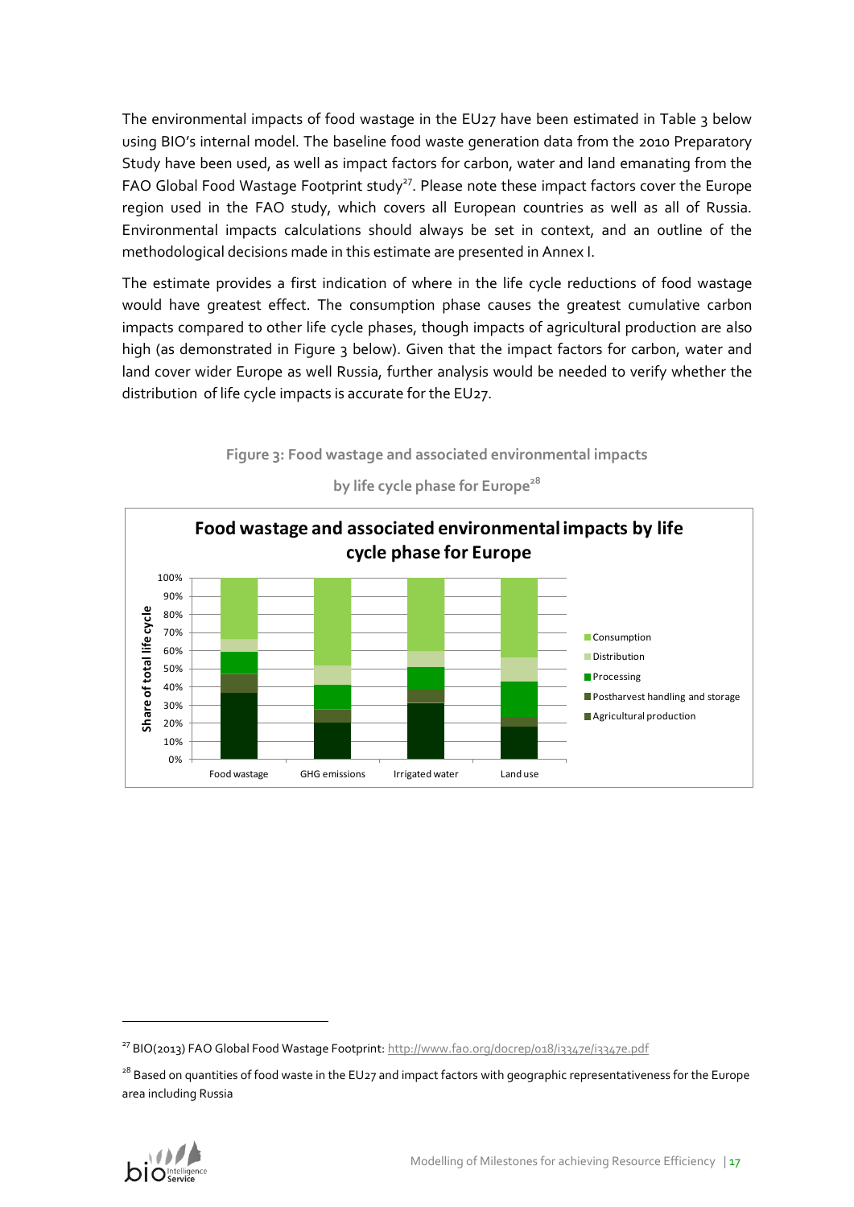The environmental impacts of food wastage in the EU27 have been estimated in Table 3 below using BIO's internal model. The baseline food waste generation data from the 2010 Preparatory Study have been used, as well as impact factors for carbon, water and land emanating from the FAO Global Food Wastage Footprint study[27]. Please note these impact factors cover the Europe region used in the FAO study, which covers all European countries as well as all of Russia. Environmental impacts calculations should always be set in context, and an outline of the methodological decisions made in this estimate are presented in Annex I.

The estimate provides a first indication of where in the life cycle reductions of food wastage would have greatest effect. The consumption phase causes the greatest cumulative carbon impacts compared to other life cycle phases, though impacts of agricultural production are also high (as demonstrated in Figure 3 below). Given that the impact factors for carbon, water and land cover wider Europe as well Russia, further analysis would be needed to verify whether the distribution of life cycle impacts is accurate for the EU27.

**Figure 3: Food wastage and associated environmental impacts by life cycle phase for Europe[28]**

**Food wastage and associated environmental impacts by life cycle phase for Europe**

[27] BIO(2013) FAO Global Food Wastage Footprint: http://www.fao.org/docrep/018/i3347e/i3347e.pdf

[28] Based on quantities of food waste in the EU27 and impact factors with geographic representativeness for the Europe area including Russia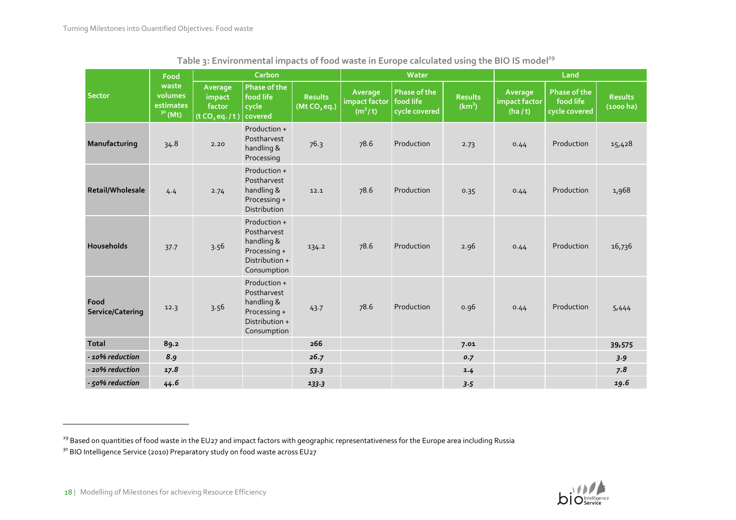**Table 3: Environmental impacts of food waste in Europe calculated using the BIO IS model**[29]

| Sector | Food waste volumes estimates[30] (Mt) | Carbon | | | Water | | | Land | | |
|---|---|---|---|---|---|---|---|---|---|---|
| | | Average impact factor (t $CO_2$ eq. / t) | Phase of the food life cycle covered | Results (Mt $CO_2$ eq.) | Average impact factor ($m^3$ / t) | Phase of the food life cycle covered | Results ($km^3$) | Average impact factor (ha / t) | Phase of the food life cycle covered | Results (1000 ha) |
| **Manufacturing** | 34.8 | 2.20 | Production + Postharvest handling & Processing | 76.3 | 78.6 | Production | 2.73 | 0.44 | Production | 15,428 |
| **Retail/Wholesale** | 4.4 | 2.74 | Production + Postharvest handling & Processing + Distribution | 12.1 | 78.6 | Production | 0.35 | 0.44 | Production | 1,968 |
| **Households** | 37.7 | 3.56 | Production + Postharvest handling & Processing + Distribution + Consumption | 134.2 | 78.6 | Production | 2.96 | 0.44 | Production | 16,736 |
| **Food Service/Catering** | 12.3 | 3.56 | Production + Postharvest handling & Processing + Distribution + Consumption | 43.7 | 78.6 | Production | 0.96 | 0.44 | Production | 5,444 |
| **Total** | **89.2** | | | **266** | | | **7.01** | | | **39,575** |
| ***- 10% reduction*** | ***8.9*** | | | ***26.7*** | | | ***0.7*** | | | ***3.9*** |
| ***- 20% reduction*** | ***17.8*** | | | ***53.3*** | | | ***1.4*** | | | ***7.8*** |
| ***- 50% reduction*** | ***44.6*** | | | ***133.3*** | | | ***3.5*** | | | ***19.6*** |

[29] Based on quantities of food waste in the EU27 and impact factors with geographic representativeness for the Europe area including Russia

[30] BIO Intelligence Service (2010) Preparatory study on food waste across EU27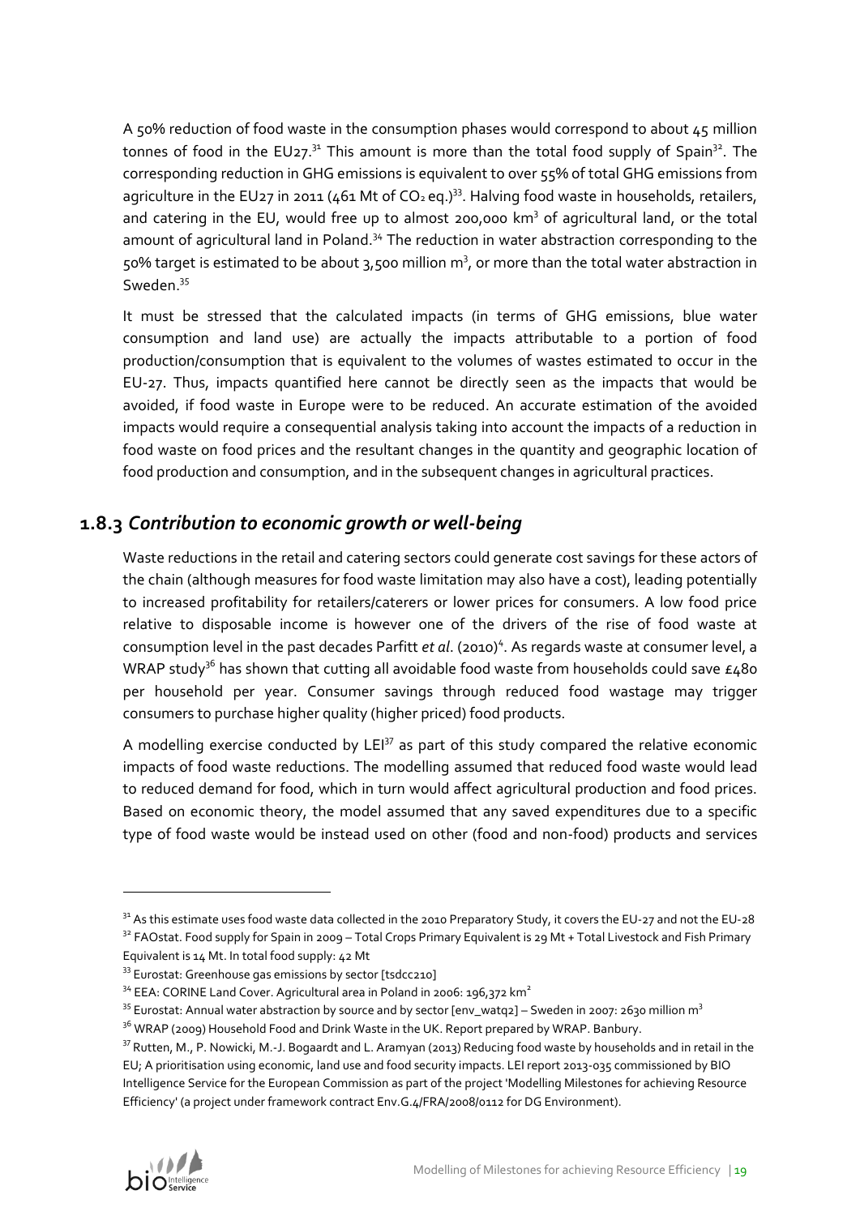A 50% reduction of food waste in the consumption phases would correspond to about 45 million tonnes of food in the EU27.[31] This amount is more than the total food supply of Spain[32]. The corresponding reduction in GHG emissions is equivalent to over 55% of total GHG emissions from agriculture in the EU27 in 2011 (461 Mt of $CO_2$ eq.)[33]. Halving food waste in households, retailers, and catering in the EU, would free up to almost 200,000 km$^2$ of agricultural land, or the total amount of agricultural land in Poland.[34] The reduction in water abstraction corresponding to the 50% target is estimated to be about 3,500 million m$^3$, or more than the total water abstraction in Sweden.[35]

It must be stressed that the calculated impacts (in terms of GHG emissions, blue water consumption and land use) are actually the impacts attributable to a portion of food production/consumption that is equivalent to the volumes of wastes estimated to occur in the EU-27. Thus, impacts quantified here cannot be directly seen as the impacts that would be avoided, if food waste in Europe were to be reduced. An accurate estimation of the avoided impacts would require a consequential analysis taking into account the impacts of a reduction in food waste on food prices and the resultant changes in the quantity and geographic location of food production and consumption, and in the subsequent changes in agricultural practices.

## 1.8.3 *Contribution to economic growth or well-being*

Waste reductions in the retail and catering sectors could generate cost savings for these actors of the chain (although measures for food waste limitation may also have a cost), leading potentially to increased profitability for retailers/caterers or lower prices for consumers. A low food price relative to disposable income is however one of the drivers of the rise of food waste at consumption level in the past decades Parfitt *et al*. (2010)[4]. As regards waste at consumer level, a WRAP study[36] has shown that cutting all avoidable food waste from households could save £480 per household per year. Consumer savings through reduced food wastage may trigger consumers to purchase higher quality (higher priced) food products.

A modelling exercise conducted by LEI[37] as part of this study compared the relative economic impacts of food waste reductions. The modelling assumed that reduced food waste would lead to reduced demand for food, which in turn would affect agricultural production and food prices. Based on economic theory, the model assumed that any saved expenditures due to a specific type of food waste would be instead used on other (food and non-food) products and services

---

[31] As this estimate uses food waste data collected in the 2010 Preparatory Study, it covers the EU-27 and not the EU-28

[32] FAOstat. Food supply for Spain in 2009 – Total Crops Primary Equivalent is 29 Mt + Total Livestock and Fish Primary Equivalent is 14 Mt. In total food supply: 42 Mt

[33] Eurostat: Greenhouse gas emissions by sector [tsdcc210]

[34] EEA: CORINE Land Cover. Agricultural area in Poland in 2006: 196,372 km$^2$

[35] Eurostat: Annual water abstraction by source and by sector [env_watq2] – Sweden in 2007: 2630 million m$^3$

[36] WRAP (2009) Household Food and Drink Waste in the UK. Report prepared by WRAP. Banbury.

[37] Rutten, M., P. Nowicki, M.-J. Bogaardt and L. Aramyan (2013) Reducing food waste by households and in retail in the EU; A prioritisation using economic, land use and food security impacts. LEI report 2013-035 commissioned by BIO Intelligence Service for the European Commission as part of the project 'Modelling Milestones for achieving Resource Efficiency' (a project under framework contract Env.G.4/FRA/2008/0112 for DG Environment).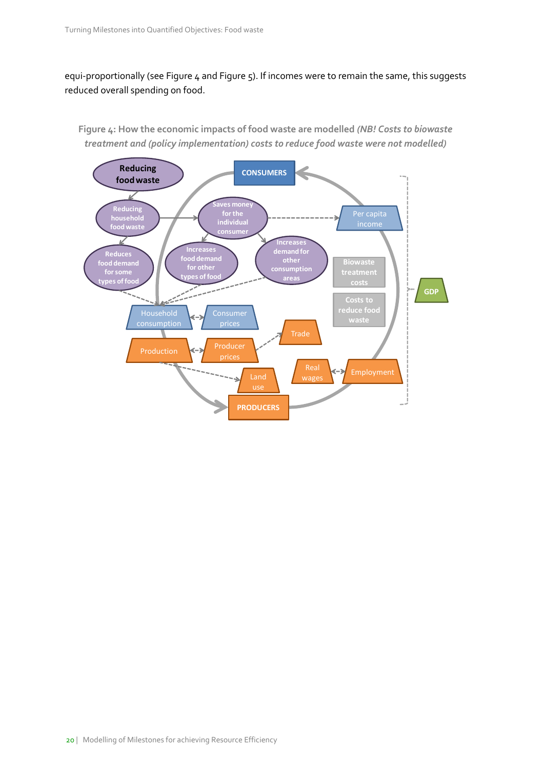equi-proportionally (see Figure 4 and Figure 5). If incomes were to remain the same, this suggests reduced overall spending on food.

**Figure 4: How the economic impacts of food waste are modelled** ***(NB! Costs to biowaste treatment and (policy implementation) costs to reduce food waste were not modelled)***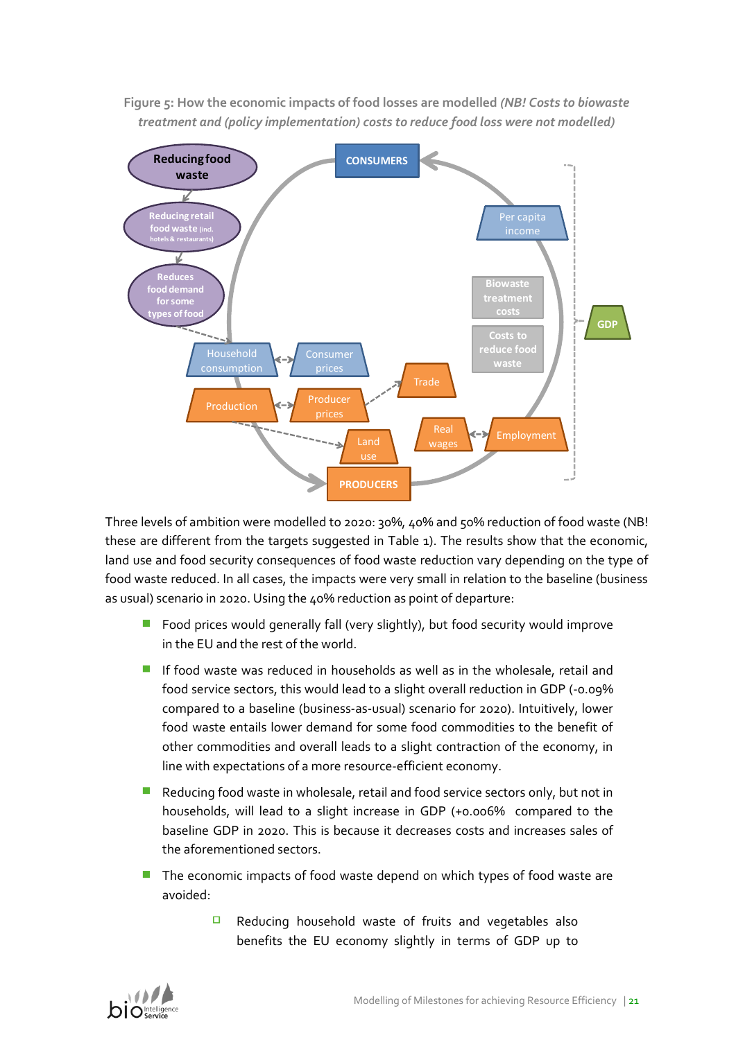Figure 5: How the economic impacts of food losses are modelled *(NB! Costs to biowaste treatment and (policy implementation) costs to reduce food loss were not modelled)*

Three levels of ambition were modelled to 2020: 30%, 40% and 50% reduction of food waste (NB! these are different from the targets suggested in Table 1). The results show that the economic, land use and food security consequences of food waste reduction vary depending on the type of food waste reduced. In all cases, the impacts were very small in relation to the baseline (business as usual) scenario in 2020. Using the 40% reduction as point of departure:

- Food prices would generally fall (very slightly), but food security would improve in the EU and the rest of the world.
- If food waste was reduced in households as well as in the wholesale, retail and food service sectors, this would lead to a slight overall reduction in GDP (-0.09% compared to a baseline (business-as-usual) scenario for 2020). Intuitively, lower food waste entails lower demand for some food commodities to the benefit of other commodities and overall leads to a slight contraction of the economy, in line with expectations of a more resource-efficient economy.
- Reducing food waste in wholesale, retail and food service sectors only, but not in households, will lead to a slight increase in GDP (+0.006% compared to the baseline GDP in 2020. This is because it decreases costs and increases sales of the aforementioned sectors.
- The economic impacts of food waste depend on which types of food waste are avoided:
  - Reducing household waste of fruits and vegetables also benefits the EU economy slightly in terms of GDP up to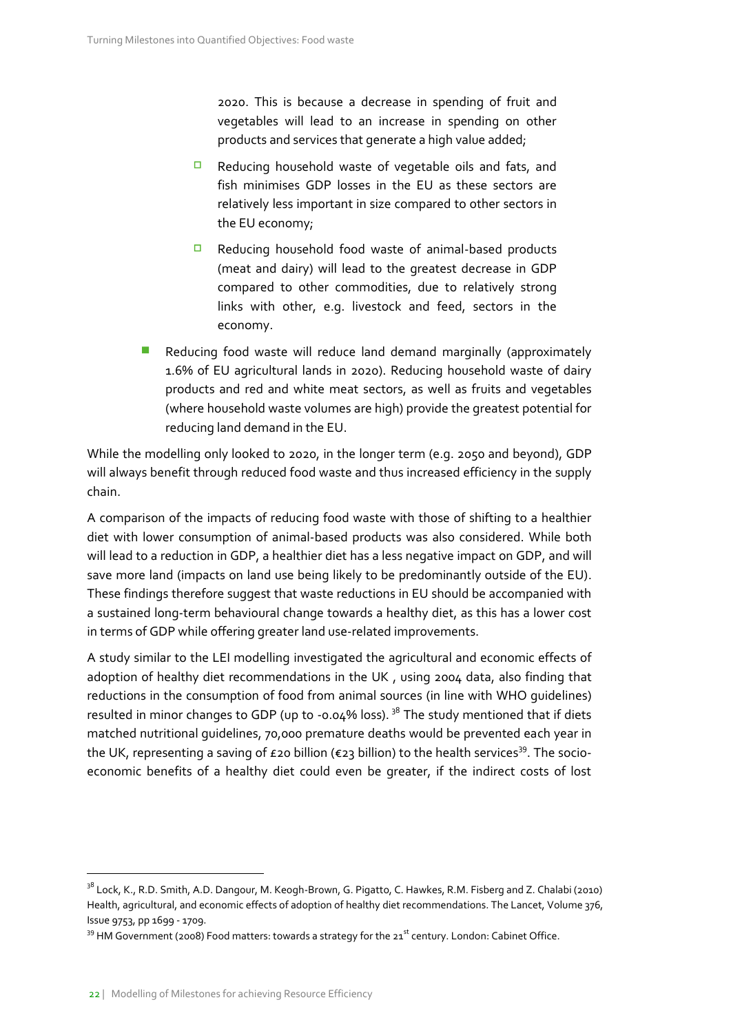2020. This is because a decrease in spending of fruit and vegetables will lead to an increase in spending on other products and services that generate a high value added;

  - Reducing household waste of vegetable oils and fats, and fish minimises GDP losses in the EU as these sectors are relatively less important in size compared to other sectors in the EU economy;
  - Reducing household food waste of animal-based products (meat and dairy) will lead to the greatest decrease in GDP compared to other commodities, due to relatively strong links with other, e.g. livestock and feed, sectors in the economy.

- Reducing food waste will reduce land demand marginally (approximately 1.6% of EU agricultural lands in 2020). Reducing household waste of dairy products and red and white meat sectors, as well as fruits and vegetables (where household waste volumes are high) provide the greatest potential for reducing land demand in the EU.

While the modelling only looked to 2020, in the longer term (e.g. 2050 and beyond), GDP will always benefit through reduced food waste and thus increased efficiency in the supply chain.

A comparison of the impacts of reducing food waste with those of shifting to a healthier diet with lower consumption of animal-based products was also considered. While both will lead to a reduction in GDP, a healthier diet has a less negative impact on GDP, and will save more land (impacts on land use being likely to be predominantly outside of the EU). These findings therefore suggest that waste reductions in EU should be accompanied with a sustained long-term behavioural change towards a healthy diet, as this has a lower cost in terms of GDP while offering greater land use-related improvements.

A study similar to the LEI modelling investigated the agricultural and economic effects of adoption of healthy diet recommendations in the UK , using 2004 data, also finding that reductions in the consumption of food from animal sources (in line with WHO guidelines) resulted in minor changes to GDP (up to -0.04% loss). [38] The study mentioned that if diets matched nutritional guidelines, 70,000 premature deaths would be prevented each year in the UK, representing a saving of £20 billion (€23 billion) to the health services[39]. The socio-economic benefits of a healthy diet could even be greater, if the indirect costs of lost

---

[38] Lock, K., R.D. Smith, A.D. Dangour, M. Keogh-Brown, G. Pigatto, C. Hawkes, R.M. Fisberg and Z. Chalabi (2010) Health, agricultural, and economic effects of adoption of healthy diet recommendations. The Lancet, Volume 376, Issue 9753, pp 1699 - 1709.

[39] HM Government (2008) Food matters: towards a strategy for the 21st century. London: Cabinet Office.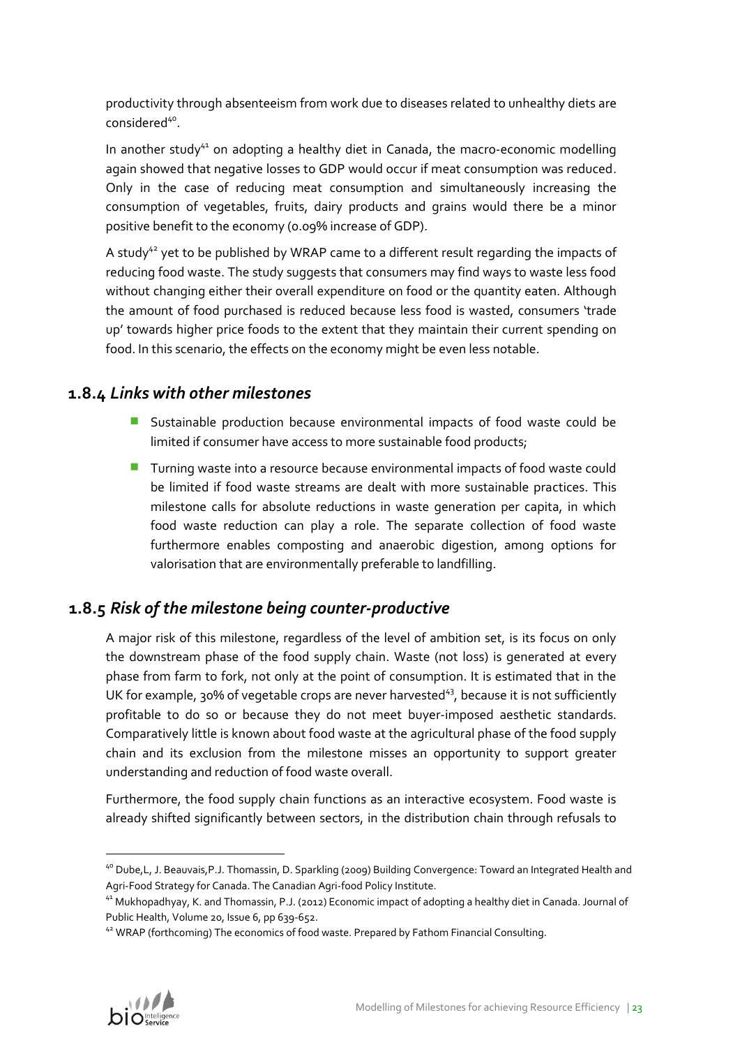productivity through absenteeism from work due to diseases related to unhealthy diets are considered[40].

In another study[41] on adopting a healthy diet in Canada, the macro-economic modelling again showed that negative losses to GDP would occur if meat consumption was reduced. Only in the case of reducing meat consumption and simultaneously increasing the consumption of vegetables, fruits, dairy products and grains would there be a minor positive benefit to the economy (0.09% increase of GDP).

A study[42] yet to be published by WRAP came to a different result regarding the impacts of reducing food waste. The study suggests that consumers may find ways to waste less food without changing either their overall expenditure on food or the quantity eaten. Although the amount of food purchased is reduced because less food is wasted, consumers 'trade up' towards higher price foods to the extent that they maintain their current spending on food. In this scenario, the effects on the economy might be even less notable.

## 1.8.4 *Links with other milestones*

- Sustainable production because environmental impacts of food waste could be limited if consumer have access to more sustainable food products;
- Turning waste into a resource because environmental impacts of food waste could be limited if food waste streams are dealt with more sustainable practices. This milestone calls for absolute reductions in waste generation per capita, in which food waste reduction can play a role. The separate collection of food waste furthermore enables composting and anaerobic digestion, among options for valorisation that are environmentally preferable to landfilling.

## 1.8.5 *Risk of the milestone being counter-productive*

A major risk of this milestone, regardless of the level of ambition set, is its focus on only the downstream phase of the food supply chain. Waste (not loss) is generated at every phase from farm to fork, not only at the point of consumption. It is estimated that in the UK for example, 30% of vegetable crops are never harvested[43], because it is not sufficiently profitable to do so or because they do not meet buyer-imposed aesthetic standards. Comparatively little is known about food waste at the agricultural phase of the food supply chain and its exclusion from the milestone misses an opportunity to support greater understanding and reduction of food waste overall.

Furthermore, the food supply chain functions as an interactive ecosystem. Food waste is already shifted significantly between sectors, in the distribution chain through refusals to

---

[40] Dube,L, J. Beauvais,P.J. Thomassin, D. Sparkling (2009) Building Convergence: Toward an Integrated Health and Agri-Food Strategy for Canada. The Canadian Agri-food Policy Institute.

[41] Mukhopadhyay, K. and Thomassin, P.J. (2012) Economic impact of adopting a healthy diet in Canada. Journal of Public Health, Volume 20, Issue 6, pp 639-652.

[42] WRAP (forthcoming) The economics of food waste. Prepared by Fathom Financial Consulting.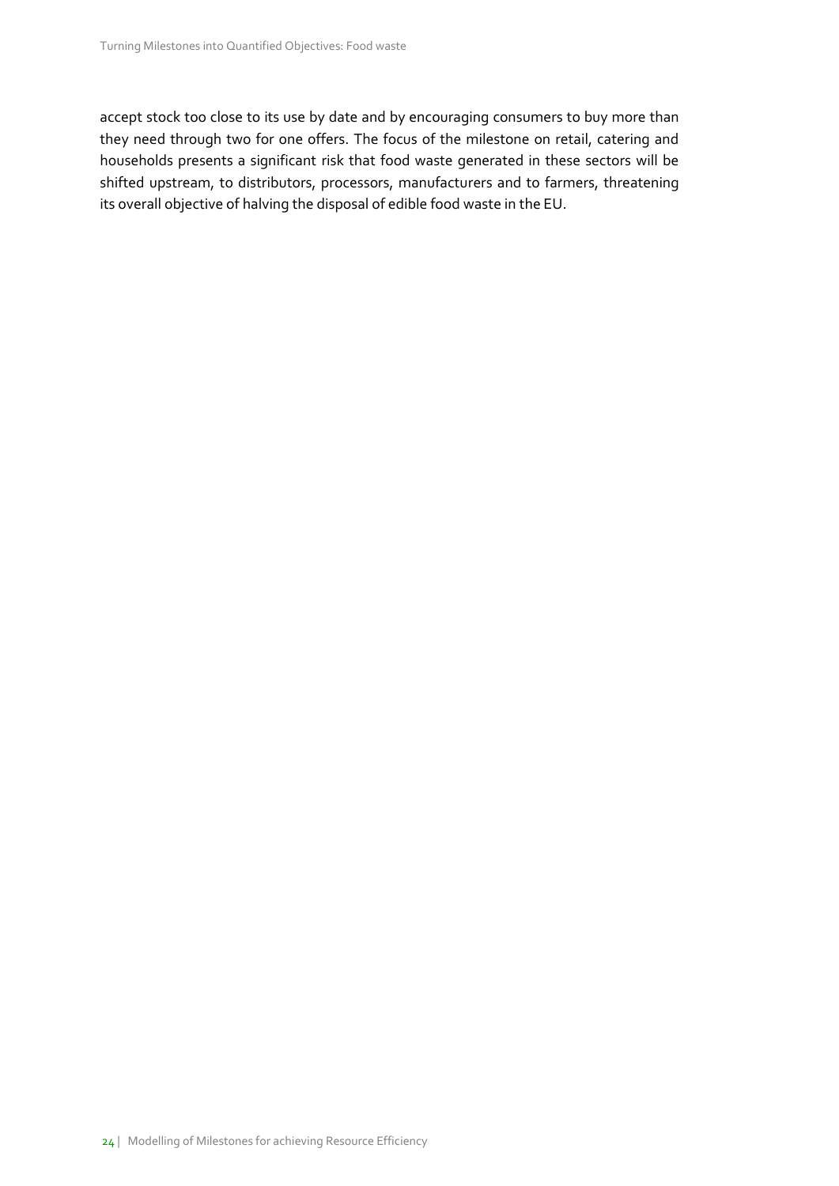accept stock too close to its use by date and by encouraging consumers to buy more than they need through two for one offers. The focus of the milestone on retail, catering and households presents a significant risk that food waste generated in these sectors will be shifted upstream, to distributors, processors, manufacturers and to farmers, threatening its overall objective of halving the disposal of edible food waste in the EU.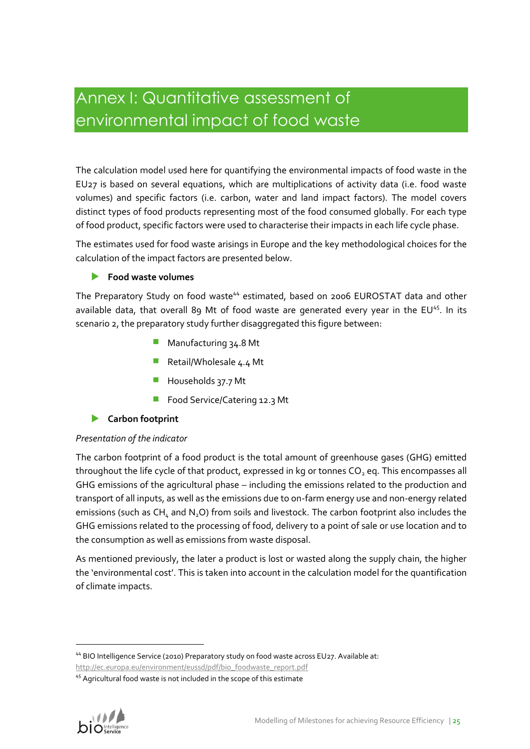# Annex I: Quantitative assessment of environmental impact of food waste

The calculation model used here for quantifying the environmental impacts of food waste in the EU27 is based on several equations, which are multiplications of activity data (i.e. food waste volumes) and specific factors (i.e. carbon, water and land impact factors). The model covers distinct types of food products representing most of the food consumed globally. For each type of food product, specific factors were used to characterise their impacts in each life cycle phase.

The estimates used for food waste arisings in Europe and the key methodological choices for the calculation of the impact factors are presented below.

### Food waste volumes

The Preparatory Study on food waste[44] estimated, based on 2006 EUROSTAT data and other available data, that overall 89 Mt of food waste are generated every year in the EU[45]. In its scenario 2, the preparatory study further disaggregated this figure between:

- Manufacturing 34.8 Mt
- Retail/Wholesale 4.4 Mt
- Households 37.7 Mt
- Food Service/Catering 12.3 Mt

### Carbon footprint

*Presentation of the indicator*

The carbon footprint of a food product is the total amount of greenhouse gases (GHG) emitted throughout the life cycle of that product, expressed in kg or tonnes $CO_2$ eq. This encompasses all GHG emissions of the agricultural phase – including the emissions related to the production and transport of all inputs, as well as the emissions due to on-farm energy use and non-energy related emissions (such as $CH_4$ and $N_2O$) from soils and livestock. The carbon footprint also includes the GHG emissions related to the processing of food, delivery to a point of sale or use location and to the consumption as well as emissions from waste disposal.

As mentioned previously, the later a product is lost or wasted along the supply chain, the higher the 'environmental cost'. This is taken into account in the calculation model for the quantification of climate impacts.

---

[44] BIO Intelligence Service (2010) Preparatory study on food waste across EU27. Available at: http://ec.europa.eu/environment/eussd/pdf/bio_foodwaste_report.pdf

[45] Agricultural food waste is not included in the scope of this estimate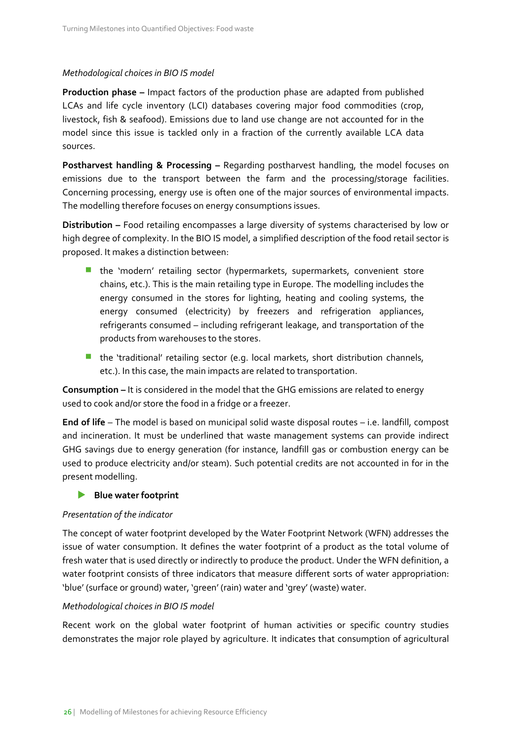*Methodological choices in BIO IS model*

**Production phase –** Impact factors of the production phase are adapted from published LCAs and life cycle inventory (LCI) databases covering major food commodities (crop, livestock, fish & seafood). Emissions due to land use change are not accounted for in the model since this issue is tackled only in a fraction of the currently available LCA data sources.

**Postharvest handling & Processing –** Regarding postharvest handling, the model focuses on emissions due to the transport between the farm and the processing/storage facilities. Concerning processing, energy use is often one of the major sources of environmental impacts. The modelling therefore focuses on energy consumptions issues.

**Distribution –** Food retailing encompasses a large diversity of systems characterised by low or high degree of complexity. In the BIO IS model, a simplified description of the food retail sector is proposed. It makes a distinction between:

- the 'modern' retailing sector (hypermarkets, supermarkets, convenient store chains, etc.). This is the main retailing type in Europe. The modelling includes the energy consumed in the stores for lighting, heating and cooling systems, the energy consumed (electricity) by freezers and refrigeration appliances, refrigerants consumed – including refrigerant leakage, and transportation of the products from warehouses to the stores.
- the 'traditional' retailing sector (e.g. local markets, short distribution channels, etc.). In this case, the main impacts are related to transportation.

**Consumption –** It is considered in the model that the GHG emissions are related to energy used to cook and/or store the food in a fridge or a freezer.

**End of life** – The model is based on municipal solid waste disposal routes – i.e. landfill, compost and incineration. It must be underlined that waste management systems can provide indirect GHG savings due to energy generation (for instance, landfill gas or combustion energy can be used to produce electricity and/or steam). Such potential credits are not accounted in for in the present modelling.

### Blue water footprint

*Presentation of the indicator*

The concept of water footprint developed by the Water Footprint Network (WFN) addresses the issue of water consumption. It defines the water footprint of a product as the total volume of fresh water that is used directly or indirectly to produce the product. Under the WFN definition, a water footprint consists of three indicators that measure different sorts of water appropriation: 'blue' (surface or ground) water, 'green' (rain) water and 'grey' (waste) water.

*Methodological choices in BIO IS model*

Recent work on the global water footprint of human activities or specific country studies demonstrates the major role played by agriculture. It indicates that consumption of agricultural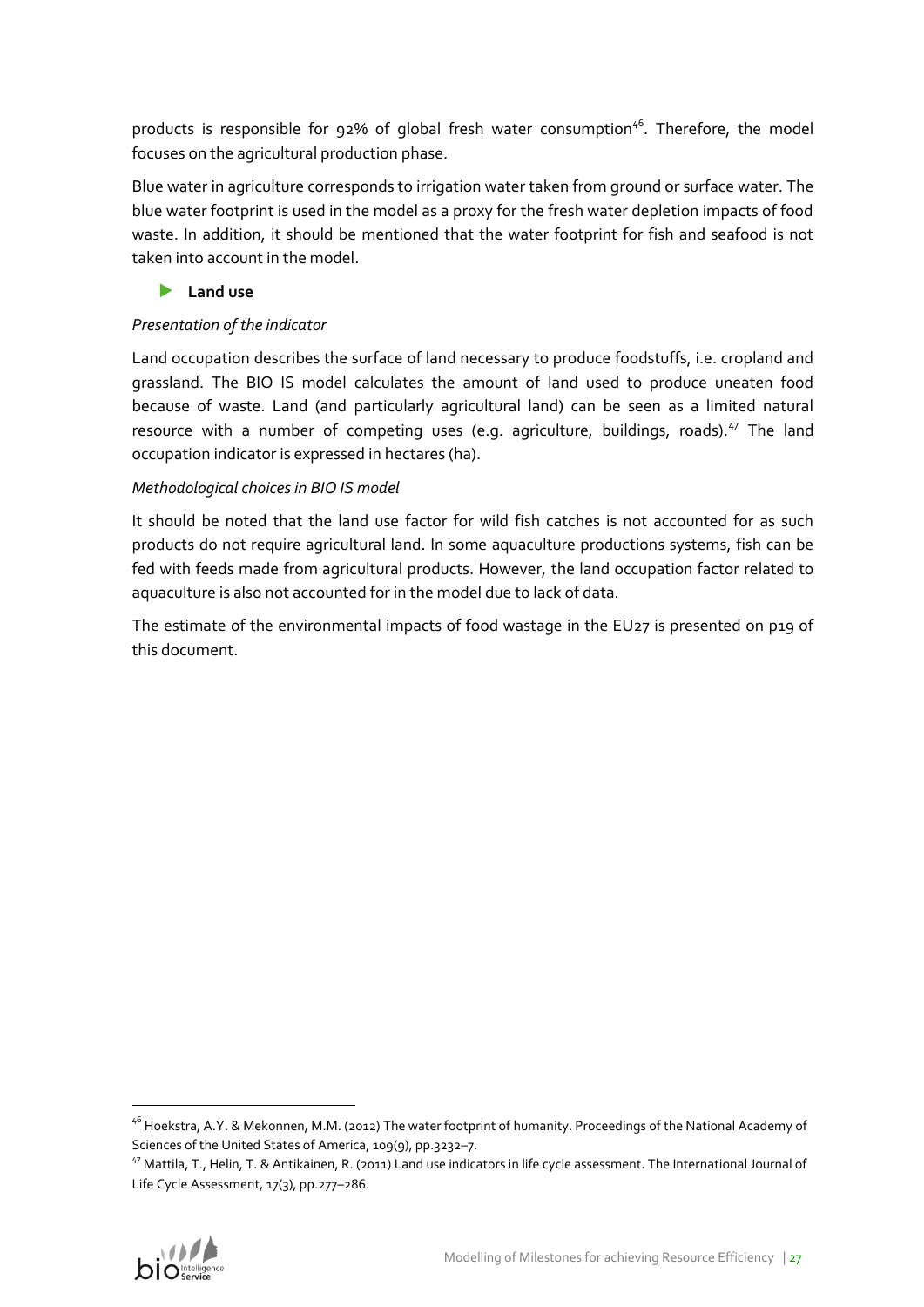products is responsible for 92% of global fresh water consumption[46]. Therefore, the model focuses on the agricultural production phase.

Blue water in agriculture corresponds to irrigation water taken from ground or surface water. The blue water footprint is used in the model as a proxy for the fresh water depletion impacts of food waste. In addition, it should be mentioned that the water footprint for fish and seafood is not taken into account in the model.

- **Land use**

*Presentation of the indicator*

Land occupation describes the surface of land necessary to produce foodstuffs, i.e. cropland and grassland. The BIO IS model calculates the amount of land used to produce uneaten food because of waste. Land (and particularly agricultural land) can be seen as a limited natural resource with a number of competing uses (e.g. agriculture, buildings, roads).[47] The land occupation indicator is expressed in hectares (ha).

*Methodological choices in BIO IS model*

It should be noted that the land use factor for wild fish catches is not accounted for as such products do not require agricultural land. In some aquaculture productions systems, fish can be fed with feeds made from agricultural products. However, the land occupation factor related to aquaculture is also not accounted for in the model due to lack of data.

The estimate of the environmental impacts of food wastage in the EU27 is presented on p19 of this document.

---

[46] Hoekstra, A.Y. & Mekonnen, M.M. (2012) The water footprint of humanity. Proceedings of the National Academy of Sciences of the United States of America, 109(9), pp.3232–7.

[47] Mattila, T., Helin, T. & Antikainen, R. (2011) Land use indicators in life cycle assessment. The International Journal of Life Cycle Assessment, 17(3), pp.277–286.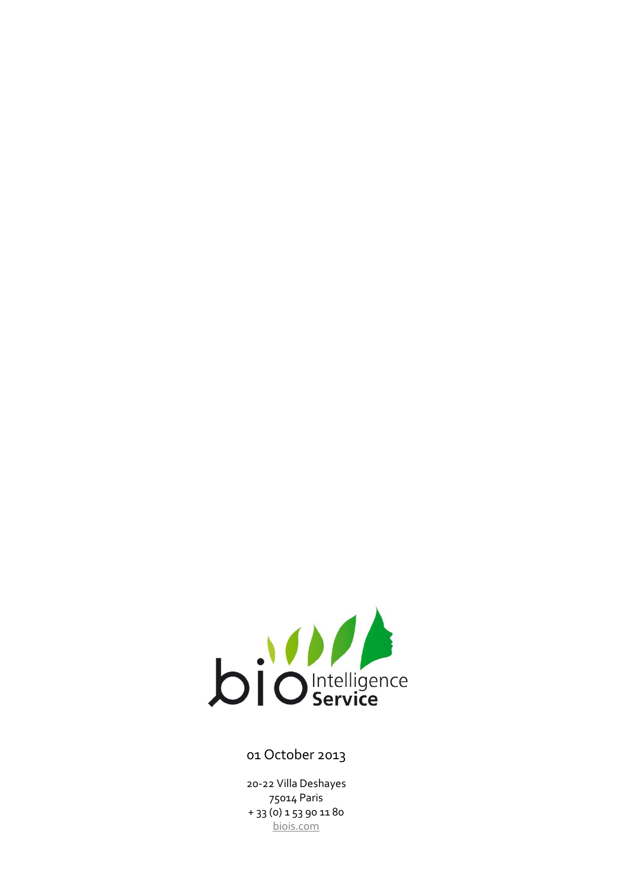bio Intelligence Service

01 October 2013

20-22 Villa Deshayes
75014 Paris
+ 33 (0) 1 53 90 11 80
biois.com